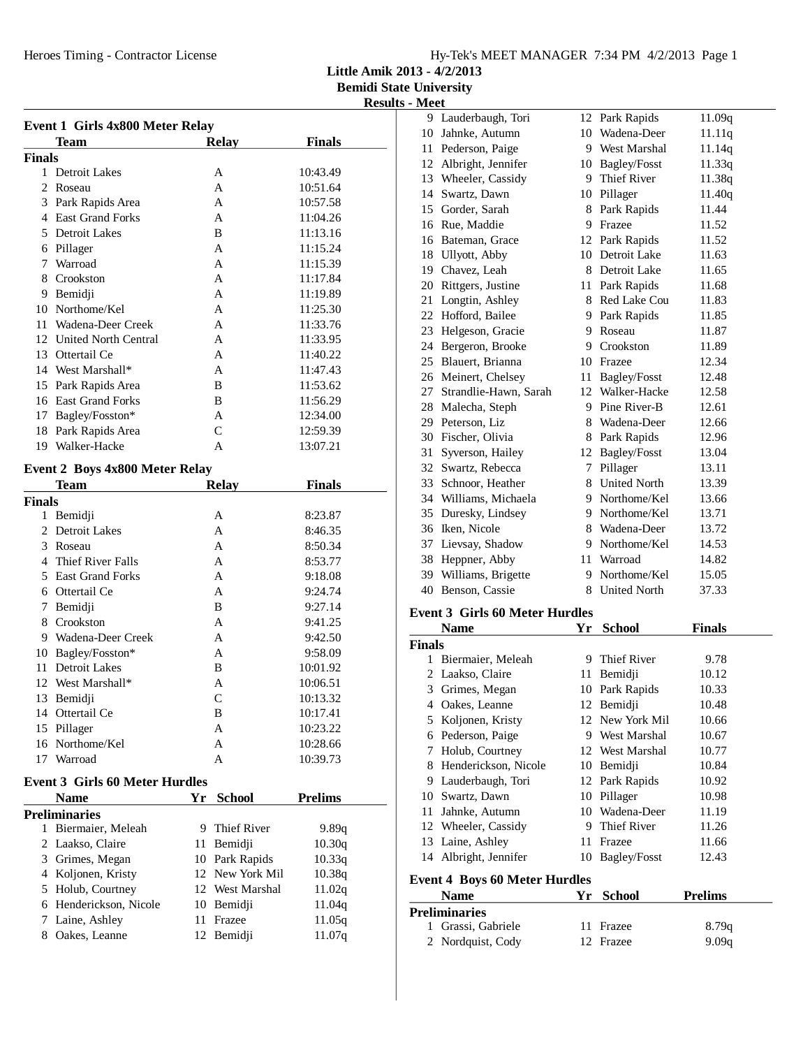# Little Amik 2013 - 4/2/2013

## Bemidi State University

### Results - Meet

### Event 1 Girls 4x800 Meter Relay

| | Team | Relay | Finals |
|---|---|---|---|
| **Finals** | | | |
| 1 | Detroit Lakes | A | 10:43.49 |
| 2 | Roseau | A | 10:51.64 |
| 3 | Park Rapids Area | A | 10:57.58 |
| 4 | East Grand Forks | A | 11:04.26 |
| 5 | Detroit Lakes | B | 11:13.16 |
| 6 | Pillager | A | 11:15.24 |
| 7 | Warroad | A | 11:15.39 |
| 8 | Crookston | A | 11:17.84 |
| 9 | Bemidji | A | 11:19.89 |
| 10 | Northome/Kel | A | 11:25.30 |
| 11 | Wadena-Deer Creek | A | 11:33.76 |
| 12 | United North Central | A | 11:33.95 |
| 13 | Ottertail Ce | A | 11:40.22 |
| 14 | West Marshall* | A | 11:47.43 |
| 15 | Park Rapids Area | B | 11:53.62 |
| 16 | East Grand Forks | B | 11:56.29 |
| 17 | Bagley/Fosston* | A | 12:34.00 |
| 18 | Park Rapids Area | C | 12:59.39 |
| 19 | Walker-Hacke | A | 13:07.21 |

### Event 2 Boys 4x800 Meter Relay

| | Team | Relay | Finals |
|---|---|---|---|
| **Finals** | | | |
| 1 | Bemidji | A | 8:23.87 |
| 2 | Detroit Lakes | A | 8:46.35 |
| 3 | Roseau | A | 8:50.34 |
| 4 | Thief River Falls | A | 8:53.77 |
| 5 | East Grand Forks | A | 9:18.08 |
| 6 | Ottertail Ce | A | 9:24.74 |
| 7 | Bemidji | B | 9:27.14 |
| 8 | Crookston | A | 9:41.25 |
| 9 | Wadena-Deer Creek | A | 9:42.50 |
| 10 | Bagley/Fosston* | A | 9:58.09 |
| 11 | Detroit Lakes | B | 10:01.92 |
| 12 | West Marshall* | A | 10:06.51 |
| 13 | Bemidji | C | 10:13.32 |
| 14 | Ottertail Ce | B | 10:17.41 |
| 15 | Pillager | A | 10:23.22 |
| 16 | Northome/Kel | A | 10:28.66 |
| 17 | Warroad | A | 10:39.73 |

### Event 3 Girls 60 Meter Hurdles

| | Name | Yr | School | Prelims |
|---|---|---|---|---|
| **Preliminaries** | | | | |
| 1 | Biermaier, Meleah | 9 | Thief River | 9.89q |
| 2 | Laakso, Claire | 11 | Bemidji | 10.30q |
| 3 | Grimes, Megan | 10 | Park Rapids | 10.33q |
| 4 | Koljonen, Kristy | 12 | New York Mil | 10.38q |
| 5 | Holub, Courtney | 12 | West Marshal | 11.02q |
| 6 | Henderickson, Nicole | 10 | Bemidji | 11.04q |
| 7 | Laine, Ashley | 11 | Frazee | 11.05q |
| 8 | Oakes, Leanne | 12 | Bemidji | 11.07q |
| 9 | Lauderbaugh, Tori | 12 | Park Rapids | 11.09q |
| 10 | Jahnke, Autumn | 10 | Wadena-Deer | 11.11q |
| 11 | Pederson, Paige | 9 | West Marshal | 11.14q |
| 12 | Albright, Jennifer | 10 | Bagley/Fosst | 11.33q |
| 13 | Wheeler, Cassidy | 9 | Thief River | 11.38q |
| 14 | Swartz, Dawn | 10 | Pillager | 11.40q |
| 15 | Gorder, Sarah | 8 | Park Rapids | 11.44 |
| 16 | Rue, Maddie | 9 | Frazee | 11.52 |
| 16 | Bateman, Grace | 12 | Park Rapids | 11.52 |
| 18 | Ullyott, Abby | 10 | Detroit Lake | 11.63 |
| 19 | Chavez, Leah | 8 | Detroit Lake | 11.65 |
| 20 | Rittgers, Justine | 11 | Park Rapids | 11.68 |
| 21 | Longtin, Ashley | 8 | Red Lake Cou | 11.83 |
| 22 | Hofford, Bailee | 9 | Park Rapids | 11.85 |
| 23 | Helgeson, Gracie | 9 | Roseau | 11.87 |
| 24 | Bergeron, Brooke | 9 | Crookston | 11.89 |
| 25 | Blauert, Brianna | 10 | Frazee | 12.34 |
| 26 | Meinert, Chelsey | 11 | Bagley/Fosst | 12.48 |
| 27 | Strandlie-Hawn, Sarah | 12 | Walker-Hacke | 12.58 |
| 28 | Malecha, Steph | 9 | Pine River-B | 12.61 |
| 29 | Peterson, Liz | 8 | Wadena-Deer | 12.66 |
| 30 | Fischer, Olivia | 8 | Park Rapids | 12.96 |
| 31 | Syverson, Hailey | 12 | Bagley/Fosst | 13.04 |
| 32 | Swartz, Rebecca | 7 | Pillager | 13.11 |
| 33 | Schnoor, Heather | 8 | United North | 13.39 |
| 34 | Williams, Michaela | 9 | Northome/Kel | 13.66 |
| 35 | Duresky, Lindsey | 9 | Northome/Kel | 13.71 |
| 36 | Iken, Nicole | 8 | Wadena-Deer | 13.72 |
| 37 | Lievsay, Shadow | 9 | Northome/Kel | 14.53 |
| 38 | Heppner, Abby | 11 | Warroad | 14.82 |
| 39 | Williams, Brigette | 9 | Northome/Kel | 15.05 |
| 40 | Benson, Cassie | 8 | United North | 37.33 |

### Event 3 Girls 60 Meter Hurdles

| | Name | Yr | School | Finals |
|---|---|---|---|---|
| **Finals** | | | | |
| 1 | Biermaier, Meleah | 9 | Thief River | 9.78 |
| 2 | Laakso, Claire | 11 | Bemidji | 10.12 |
| 3 | Grimes, Megan | 10 | Park Rapids | 10.33 |
| 4 | Oakes, Leanne | 12 | Bemidji | 10.48 |
| 5 | Koljonen, Kristy | 12 | New York Mil | 10.66 |
| 6 | Pederson, Paige | 9 | West Marshal | 10.67 |
| 7 | Holub, Courtney | 12 | West Marshal | 10.77 |
| 8 | Henderickson, Nicole | 10 | Bemidji | 10.84 |
| 9 | Lauderbaugh, Tori | 12 | Park Rapids | 10.92 |
| 10 | Swartz, Dawn | 10 | Pillager | 10.98 |
| 11 | Jahnke, Autumn | 10 | Wadena-Deer | 11.19 |
| 12 | Wheeler, Cassidy | 9 | Thief River | 11.26 |
| 13 | Laine, Ashley | 11 | Frazee | 11.66 |
| 14 | Albright, Jennifer | 10 | Bagley/Fosst | 12.43 |

### Event 4 Boys 60 Meter Hurdles

| | Name | Yr | School | Prelims |
|---|---|---|---|---|
| **Preliminaries** | | | | |
| 1 | Grassi, Gabriele | 11 | Frazee | 8.79q |
| 2 | Nordquist, Cody | 12 | Frazee | 9.09q |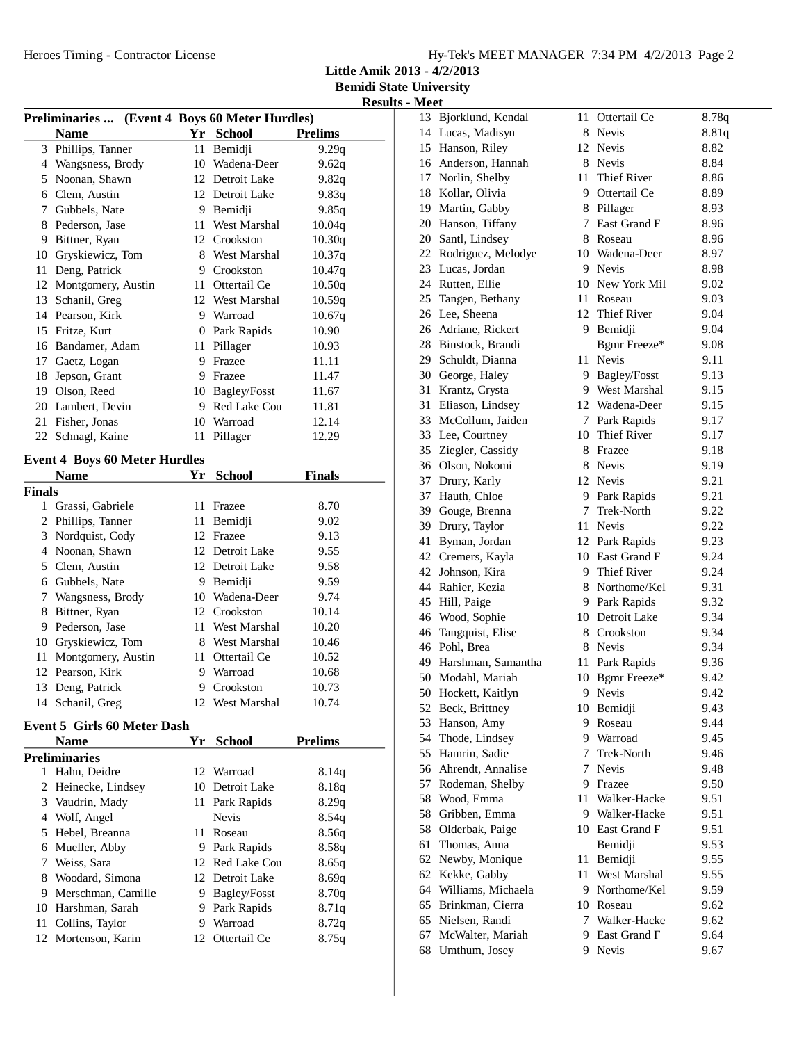## Preliminaries ... (Event 4 Boys 60 Meter Hurdles)

| | Name | Yr | School | Prelims |
|---|---|---|---|---|
| 3 | Phillips, Tanner | 11 | Bemidji | 9.29q |
| 4 | Wangsness, Brody | 10 | Wadena-Deer | 9.62q |
| 5 | Noonan, Shawn | 12 | Detroit Lake | 9.82q |
| 6 | Clem, Austin | 12 | Detroit Lake | 9.83q |
| 7 | Gubbels, Nate | 9 | Bemidji | 9.85q |
| 8 | Pederson, Jase | 11 | West Marshal | 10.04q |
| 9 | Bittner, Ryan | 12 | Crookston | 10.30q |
| 10 | Gryskiewicz, Tom | 8 | West Marshal | 10.37q |
| 11 | Deng, Patrick | 9 | Crookston | 10.47q |
| 12 | Montgomery, Austin | 11 | Ottertail Ce | 10.50q |
| 13 | Schanil, Greg | 12 | West Marshal | 10.59q |
| 14 | Pearson, Kirk | 9 | Warroad | 10.67q |
| 15 | Fritze, Kurt | 0 | Park Rapids | 10.90 |
| 16 | Bandamer, Adam | 11 | Pillager | 10.93 |
| 17 | Gaetz, Logan | 9 | Frazee | 11.11 |
| 18 | Jepson, Grant | 9 | Frazee | 11.47 |
| 19 | Olson, Reed | 10 | Bagley/Fosst | 11.67 |
| 20 | Lambert, Devin | 9 | Red Lake Cou | 11.81 |
| 21 | Fisher, Jonas | 10 | Warroad | 12.14 |
| 22 | Schnagl, Kaine | 11 | Pillager | 12.29 |

## Event 4 Boys 60 Meter Hurdles

**Finals**

| | Name | Yr | School | Finals |
|---|---|---|---|---|
| 1 | Grassi, Gabriele | 11 | Frazee | 8.70 |
| 2 | Phillips, Tanner | 11 | Bemidji | 9.02 |
| 3 | Nordquist, Cody | 12 | Frazee | 9.13 |
| 4 | Noonan, Shawn | 12 | Detroit Lake | 9.55 |
| 5 | Clem, Austin | 12 | Detroit Lake | 9.58 |
| 6 | Gubbels, Nate | 9 | Bemidji | 9.59 |
| 7 | Wangsness, Brody | 10 | Wadena-Deer | 9.74 |
| 8 | Bittner, Ryan | 12 | Crookston | 10.14 |
| 9 | Pederson, Jase | 11 | West Marshal | 10.20 |
| 10 | Gryskiewicz, Tom | 8 | West Marshal | 10.46 |
| 11 | Montgomery, Austin | 11 | Ottertail Ce | 10.52 |
| 12 | Pearson, Kirk | 9 | Warroad | 10.68 |
| 13 | Deng, Patrick | 9 | Crookston | 10.73 |
| 14 | Schanil, Greg | 12 | West Marshal | 10.74 |

## Event 5 Girls 60 Meter Dash

**Preliminaries**

| | Name | Yr | School | Prelims |
|---|---|---|---|---|
| 1 | Hahn, Deidre | 12 | Warroad | 8.14q |
| 2 | Heinecke, Lindsey | 10 | Detroit Lake | 8.18q |
| 3 | Vaudrin, Mady | 11 | Park Rapids | 8.29q |
| 4 | Wolf, Angel | | Nevis | 8.54q |
| 5 | Hebel, Breanna | 11 | Roseau | 8.56q |
| 6 | Mueller, Abby | 9 | Park Rapids | 8.58q |
| 7 | Weiss, Sara | 12 | Red Lake Cou | 8.65q |
| 8 | Woodard, Simona | 12 | Detroit Lake | 8.69q |
| 9 | Merschman, Camille | 9 | Bagley/Fosst | 8.70q |
| 10 | Harshman, Sarah | 9 | Park Rapids | 8.71q |
| 11 | Collins, Taylor | 9 | Warroad | 8.72q |
| 12 | Mortenson, Karin | 12 | Ottertail Ce | 8.75q |
| 13 | Bjorklund, Kendal | 11 | Ottertail Ce | 8.78q |
| 14 | Lucas, Madisyn | 8 | Nevis | 8.81q |
| 15 | Hanson, Riley | 12 | Nevis | 8.82 |
| 16 | Anderson, Hannah | 8 | Nevis | 8.84 |
| 17 | Norlin, Shelby | 11 | Thief River | 8.86 |
| 18 | Kollar, Olivia | 9 | Ottertail Ce | 8.89 |
| 19 | Martin, Gabby | 8 | Pillager | 8.93 |
| 20 | Hanson, Tiffany | 7 | East Grand F | 8.96 |
| 20 | Santl, Lindsey | 8 | Roseau | 8.96 |
| 22 | Rodriguez, Melodye | 10 | Wadena-Deer | 8.97 |
| 23 | Lucas, Jordan | 9 | Nevis | 8.98 |
| 24 | Rutten, Ellie | 10 | New York Mil | 9.02 |
| 25 | Tangen, Bethany | 11 | Roseau | 9.03 |
| 26 | Lee, Sheena | 12 | Thief River | 9.04 |
| 26 | Adriane, Rickert | 9 | Bemidji | 9.04 |
| 28 | Binstock, Brandi | | Bgmr Freeze* | 9.08 |
| 29 | Schuldt, Dianna | 11 | Nevis | 9.11 |
| 30 | George, Haley | 9 | Bagley/Fosst | 9.13 |
| 31 | Krantz, Crysta | 9 | West Marshal | 9.15 |
| 31 | Eliason, Lindsey | 12 | Wadena-Deer | 9.15 |
| 33 | McCollum, Jaiden | 7 | Park Rapids | 9.17 |
| 33 | Lee, Courtney | 10 | Thief River | 9.17 |
| 35 | Ziegler, Cassidy | 8 | Frazee | 9.18 |
| 36 | Olson, Nokomi | 8 | Nevis | 9.19 |
| 37 | Drury, Karly | 12 | Nevis | 9.21 |
| 37 | Hauth, Chloe | 9 | Park Rapids | 9.21 |
| 39 | Gouge, Brenna | 7 | Trek-North | 9.22 |
| 39 | Drury, Taylor | 11 | Nevis | 9.22 |
| 41 | Byman, Jordan | 12 | Park Rapids | 9.23 |
| 42 | Cremers, Kayla | 10 | East Grand F | 9.24 |
| 42 | Johnson, Kira | 9 | Thief River | 9.24 |
| 44 | Rahier, Kezia | 8 | Northome/Kel | 9.31 |
| 45 | Hill, Paige | 9 | Park Rapids | 9.32 |
| 46 | Wood, Sophie | 10 | Detroit Lake | 9.34 |
| 46 | Tangquist, Elise | 8 | Crookston | 9.34 |
| 46 | Pohl, Brea | 8 | Nevis | 9.34 |
| 49 | Harshman, Samantha | 11 | Park Rapids | 9.36 |
| 50 | Modahl, Mariah | 10 | Bgmr Freeze* | 9.42 |
| 50 | Hockett, Kaitlyn | 9 | Nevis | 9.42 |
| 52 | Beck, Brittney | 10 | Bemidji | 9.43 |
| 53 | Hanson, Amy | 9 | Roseau | 9.44 |
| 54 | Thode, Lindsey | 9 | Warroad | 9.45 |
| 55 | Hamrin, Sadie | 7 | Trek-North | 9.46 |
| 56 | Ahrendt, Annalise | 7 | Nevis | 9.48 |
| 57 | Rodeman, Shelby | 9 | Frazee | 9.50 |
| 58 | Wood, Emma | 11 | Walker-Hacke | 9.51 |
| 58 | Gribben, Emma | 9 | Walker-Hacke | 9.51 |
| 58 | Olderbak, Paige | 10 | East Grand F | 9.51 |
| 61 | Thomas, Anna | | Bemidji | 9.53 |
| 62 | Newby, Monique | 11 | Bemidji | 9.55 |
| 62 | Kekke, Gabby | 11 | West Marshal | 9.55 |
| 64 | Williams, Michaela | 9 | Northome/Kel | 9.59 |
| 65 | Brinkman, Cierra | 10 | Roseau | 9.62 |
| 65 | Nielsen, Randi | 7 | Walker-Hacke | 9.62 |
| 67 | McWalter, Mariah | 9 | East Grand F | 9.64 |
| 68 | Umthum, Josey | 9 | Nevis | 9.67 |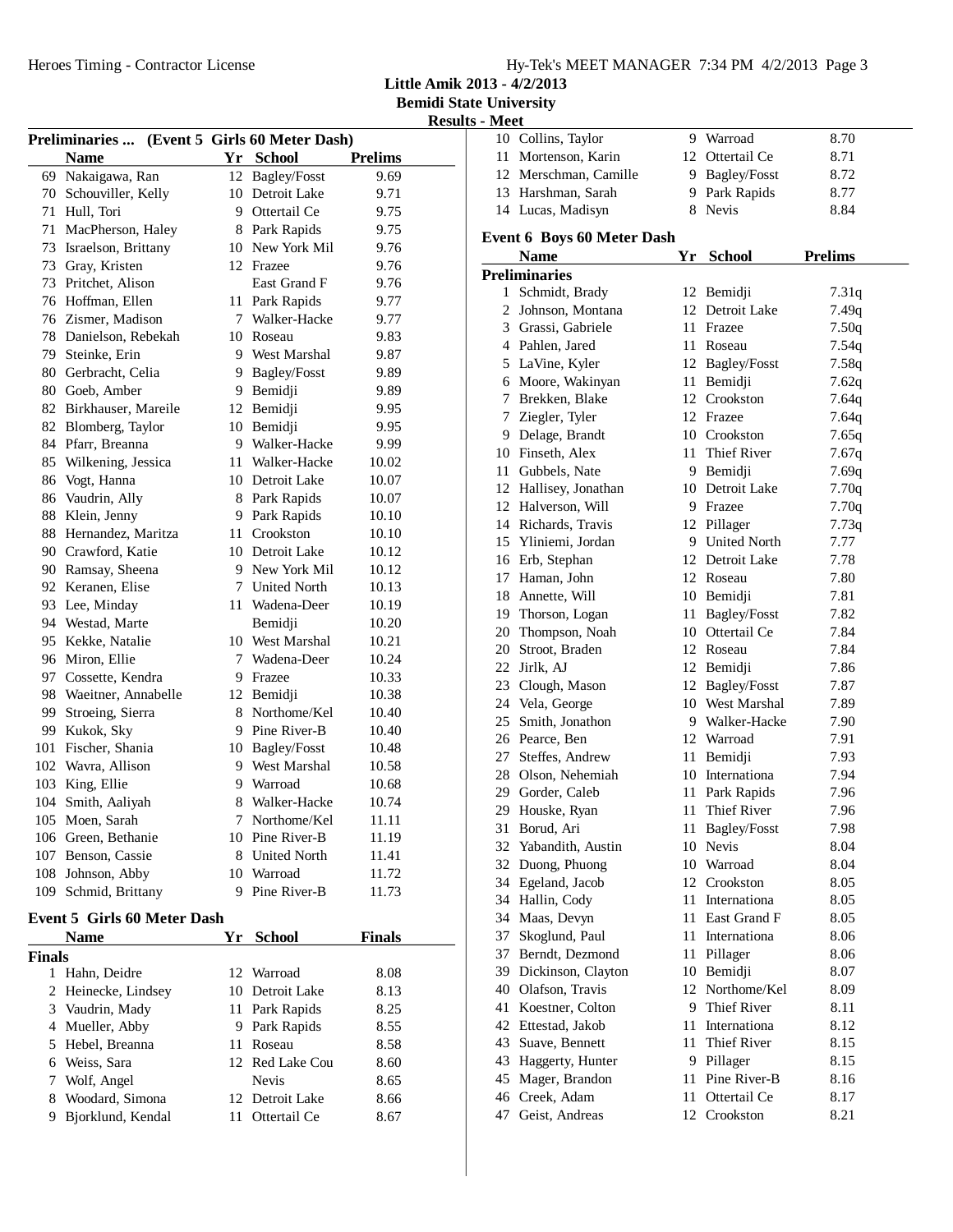Little Amik 2013 - 4/2/2013
Bemidi State University
Results - Meet

### Preliminaries ... (Event 5 Girls 60 Meter Dash)

| | Name | Yr | School | Prelims |
|---|---|---|---|---|
| 69 | Nakaigawa, Ran | 12 | Bagley/Fosst | 9.69 |
| 70 | Schouviller, Kelly | 10 | Detroit Lake | 9.71 |
| 71 | Hull, Tori | 9 | Ottertail Ce | 9.75 |
| 71 | MacPherson, Haley | 8 | Park Rapids | 9.75 |
| 73 | Israelson, Brittany | 10 | New York Mil | 9.76 |
| 73 | Gray, Kristen | 12 | Frazee | 9.76 |
| 73 | Pritchet, Alison | | East Grand F | 9.76 |
| 76 | Hoffman, Ellen | 11 | Park Rapids | 9.77 |
| 76 | Zismer, Madison | 7 | Walker-Hacke | 9.77 |
| 78 | Danielson, Rebekah | 10 | Roseau | 9.83 |
| 79 | Steinke, Erin | 9 | West Marshal | 9.87 |
| 80 | Gerbracht, Celia | 9 | Bagley/Fosst | 9.89 |
| 80 | Goeb, Amber | 9 | Bemidji | 9.89 |
| 82 | Birkhauser, Mareile | 12 | Bemidji | 9.95 |
| 82 | Blomberg, Taylor | 10 | Bemidji | 9.95 |
| 84 | Pfarr, Breanna | 9 | Walker-Hacke | 9.99 |
| 85 | Wilkening, Jessica | 11 | Walker-Hacke | 10.02 |
| 86 | Vogt, Hanna | 10 | Detroit Lake | 10.07 |
| 86 | Vaudrin, Ally | 8 | Park Rapids | 10.07 |
| 88 | Klein, Jenny | 9 | Park Rapids | 10.10 |
| 88 | Hernandez, Maritza | 11 | Crookston | 10.10 |
| 90 | Crawford, Katie | 10 | Detroit Lake | 10.12 |
| 90 | Ramsay, Sheena | 9 | New York Mil | 10.12 |
| 92 | Keranen, Elise | 7 | United North | 10.13 |
| 93 | Lee, Minday | 11 | Wadena-Deer | 10.19 |
| 94 | Westad, Marte | | Bemidji | 10.20 |
| 95 | Kekke, Natalie | 10 | West Marshal | 10.21 |
| 96 | Miron, Ellie | 7 | Wadena-Deer | 10.24 |
| 97 | Cossette, Kendra | 9 | Frazee | 10.33 |
| 98 | Waeitner, Annabelle | 12 | Bemidji | 10.38 |
| 99 | Stroeing, Sierra | 8 | Northome/Kel | 10.40 |
| 99 | Kukok, Sky | 9 | Pine River-B | 10.40 |
| 101 | Fischer, Shania | 10 | Bagley/Fosst | 10.48 |
| 102 | Wavra, Allison | 9 | West Marshal | 10.58 |
| 103 | King, Ellie | 9 | Warroad | 10.68 |
| 104 | Smith, Aaliyah | 8 | Walker-Hacke | 10.74 |
| 105 | Moen, Sarah | 7 | Northome/Kel | 11.11 |
| 106 | Green, Bethanie | 10 | Pine River-B | 11.19 |
| 107 | Benson, Cassie | 8 | United North | 11.41 |
| 108 | Johnson, Abby | 10 | Warroad | 11.72 |
| 109 | Schmid, Brittany | 9 | Pine River-B | 11.73 |

### Event 5 Girls 60 Meter Dash

**Finals**

| | Name | Yr | School | Finals |
|---|---|---|---|---|
| 1 | Hahn, Deidre | 12 | Warroad | 8.08 |
| 2 | Heinecke, Lindsey | 10 | Detroit Lake | 8.13 |
| 3 | Vaudrin, Mady | 11 | Park Rapids | 8.25 |
| 4 | Mueller, Abby | 9 | Park Rapids | 8.55 |
| 5 | Hebel, Breanna | 11 | Roseau | 8.58 |
| 6 | Weiss, Sara | 12 | Red Lake Cou | 8.60 |
| 7 | Wolf, Angel | | Nevis | 8.65 |
| 8 | Woodard, Simona | 12 | Detroit Lake | 8.66 |
| 9 | Bjorklund, Kendal | 11 | Ottertail Ce | 8.67 |
| 10 | Collins, Taylor | 9 | Warroad | 8.70 |
| 11 | Mortenson, Karin | 12 | Ottertail Ce | 8.71 |
| 12 | Merschman, Camille | 9 | Bagley/Fosst | 8.72 |
| 13 | Harshman, Sarah | 9 | Park Rapids | 8.77 |
| 14 | Lucas, Madisyn | 8 | Nevis | 8.84 |

### Event 6 Boys 60 Meter Dash

**Preliminaries**

| | Name | Yr | School | Prelims |
|---|---|---|---|---|
| 1 | Schmidt, Brady | 12 | Bemidji | 7.31q |
| 2 | Johnson, Montana | 12 | Detroit Lake | 7.49q |
| 3 | Grassi, Gabriele | 11 | Frazee | 7.50q |
| 4 | Pahlen, Jared | 11 | Roseau | 7.54q |
| 5 | LaVine, Kyler | 12 | Bagley/Fosst | 7.58q |
| 6 | Moore, Wakinyan | 11 | Bemidji | 7.62q |
| 7 | Brekken, Blake | 12 | Crookston | 7.64q |
| 7 | Ziegler, Tyler | 12 | Frazee | 7.64q |
| 9 | Delage, Brandt | 10 | Crookston | 7.65q |
| 10 | Finseth, Alex | 11 | Thief River | 7.67q |
| 11 | Gubbels, Nate | 9 | Bemidji | 7.69q |
| 12 | Hallisey, Jonathan | 10 | Detroit Lake | 7.70q |
| 12 | Halverson, Will | 9 | Frazee | 7.70q |
| 14 | Richards, Travis | 12 | Pillager | 7.73q |
| 15 | Yliniemi, Jordan | 9 | United North | 7.77 |
| 16 | Erb, Stephan | 12 | Detroit Lake | 7.78 |
| 17 | Haman, John | 12 | Roseau | 7.80 |
| 18 | Annette, Will | 10 | Bemidji | 7.81 |
| 19 | Thorson, Logan | 11 | Bagley/Fosst | 7.82 |
| 20 | Thompson, Noah | 10 | Ottertail Ce | 7.84 |
| 20 | Stroot, Braden | 12 | Roseau | 7.84 |
| 22 | Jirlk, AJ | 12 | Bemidji | 7.86 |
| 23 | Clough, Mason | 12 | Bagley/Fosst | 7.87 |
| 24 | Vela, George | 10 | West Marshal | 7.89 |
| 25 | Smith, Jonathon | 9 | Walker-Hacke | 7.90 |
| 26 | Pearce, Ben | 12 | Warroad | 7.91 |
| 27 | Steffes, Andrew | 11 | Bemidji | 7.93 |
| 28 | Olson, Nehemiah | 10 | Internationa | 7.94 |
| 29 | Gorder, Caleb | 11 | Park Rapids | 7.96 |
| 29 | Houske, Ryan | 11 | Thief River | 7.96 |
| 31 | Borud, Ari | 11 | Bagley/Fosst | 7.98 |
| 32 | Yabandith, Austin | 10 | Nevis | 8.04 |
| 32 | Duong, Phuong | 10 | Warroad | 8.04 |
| 34 | Egeland, Jacob | 12 | Crookston | 8.05 |
| 34 | Hallin, Cody | 11 | Internationa | 8.05 |
| 34 | Maas, Devyn | 11 | East Grand F | 8.05 |
| 37 | Skoglund, Paul | 11 | Internationa | 8.06 |
| 37 | Berndt, Dezmond | 11 | Pillager | 8.06 |
| 39 | Dickinson, Clayton | 10 | Bemidji | 8.07 |
| 40 | Olafson, Travis | 12 | Northome/Kel | 8.09 |
| 41 | Koestner, Colton | 9 | Thief River | 8.11 |
| 42 | Ettestad, Jakob | 11 | Internationa | 8.12 |
| 43 | Suave, Bennett | 11 | Thief River | 8.15 |
| 43 | Haggerty, Hunter | 9 | Pillager | 8.15 |
| 45 | Mager, Brandon | 11 | Pine River-B | 8.16 |
| 46 | Creek, Adam | 11 | Ottertail Ce | 8.17 |
| 47 | Geist, Andreas | 12 | Crookston | 8.21 |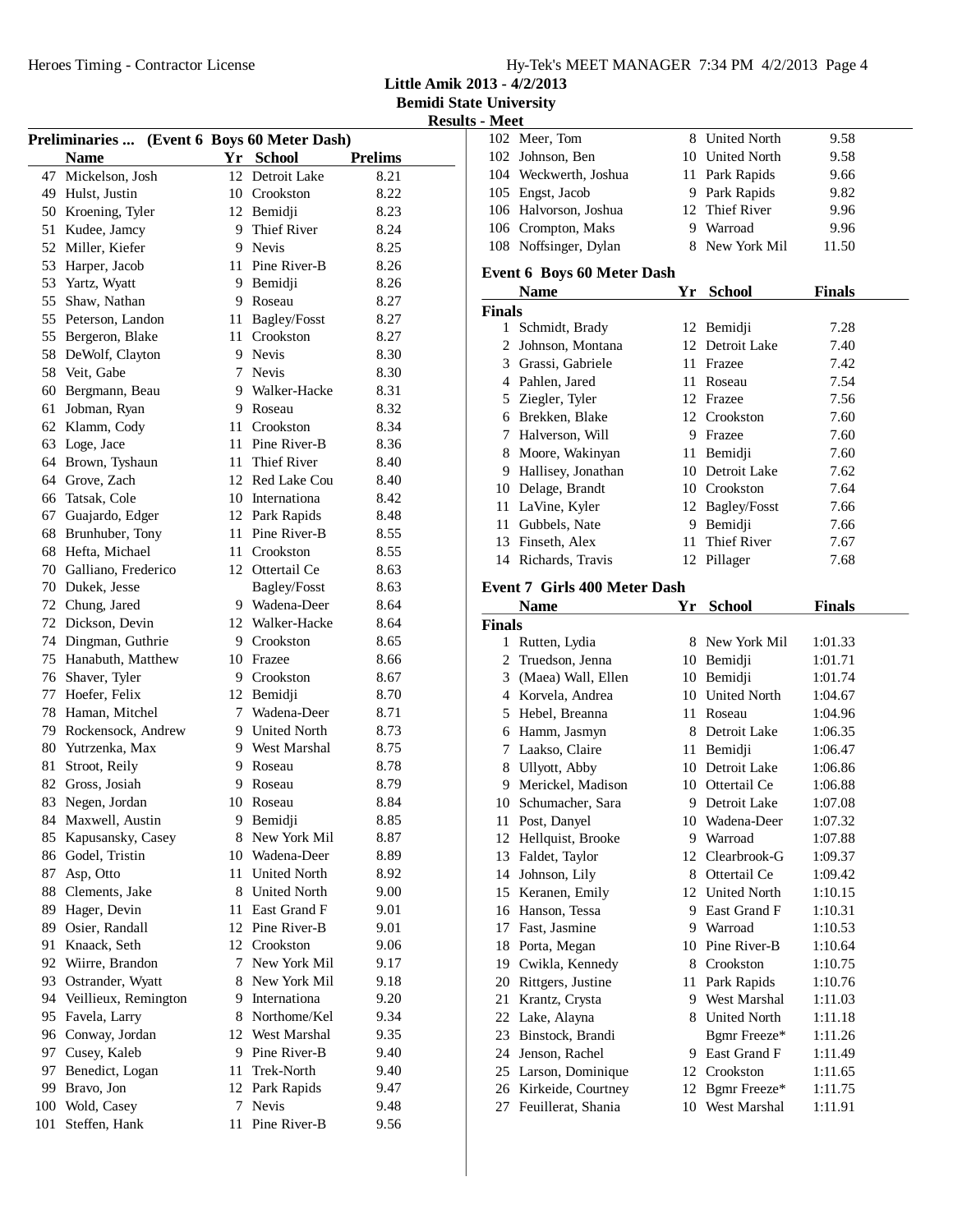## Little Amik 2013 - 4/2/2013
## Bemidi State University
### Results - Meet

### Preliminaries ... (Event 6 Boys 60 Meter Dash)

| | Name | Yr | School | Prelims |
|---|---|---|---|---|
| 47 | Mickelson, Josh | 12 | Detroit Lake | 8.21 |
| 49 | Hulst, Justin | 10 | Crookston | 8.22 |
| 50 | Kroening, Tyler | 12 | Bemidji | 8.23 |
| 51 | Kudee, Jamcy | 9 | Thief River | 8.24 |
| 52 | Miller, Kiefer | 9 | Nevis | 8.25 |
| 53 | Harper, Jacob | 11 | Pine River-B | 8.26 |
| 53 | Yartz, Wyatt | 9 | Bemidji | 8.26 |
| 55 | Shaw, Nathan | 9 | Roseau | 8.27 |
| 55 | Peterson, Landon | 11 | Bagley/Fosst | 8.27 |
| 55 | Bergeron, Blake | 11 | Crookston | 8.27 |
| 58 | DeWolf, Clayton | 9 | Nevis | 8.30 |
| 58 | Veit, Gabe | 7 | Nevis | 8.30 |
| 60 | Bergmann, Beau | 9 | Walker-Hacke | 8.31 |
| 61 | Jobman, Ryan | 9 | Roseau | 8.32 |
| 62 | Klamm, Cody | 11 | Crookston | 8.34 |
| 63 | Loge, Jace | 11 | Pine River-B | 8.36 |
| 64 | Brown, Tyshaun | 11 | Thief River | 8.40 |
| 64 | Grove, Zach | 12 | Red Lake Cou | 8.40 |
| 66 | Tatsak, Cole | 10 | Internationa | 8.42 |
| 67 | Guajardo, Edger | 12 | Park Rapids | 8.48 |
| 68 | Brunhuber, Tony | 11 | Pine River-B | 8.55 |
| 68 | Hefta, Michael | 11 | Crookston | 8.55 |
| 70 | Galliano, Frederico | 12 | Ottertail Ce | 8.63 |
| 70 | Dukek, Jesse | | Bagley/Fosst | 8.63 |
| 72 | Chung, Jared | 9 | Wadena-Deer | 8.64 |
| 72 | Dickson, Devin | 12 | Walker-Hacke | 8.64 |
| 74 | Dingman, Guthrie | 9 | Crookston | 8.65 |
| 75 | Hanabuth, Matthew | 10 | Frazee | 8.66 |
| 76 | Shaver, Tyler | 9 | Crookston | 8.67 |
| 77 | Hoefer, Felix | 12 | Bemidji | 8.70 |
| 78 | Haman, Mitchel | 7 | Wadena-Deer | 8.71 |
| 79 | Rockensock, Andrew | 9 | United North | 8.73 |
| 80 | Yutrzenka, Max | 9 | West Marshal | 8.75 |
| 81 | Stroot, Reily | 9 | Roseau | 8.78 |
| 82 | Gross, Josiah | 9 | Roseau | 8.79 |
| 83 | Negen, Jordan | 10 | Roseau | 8.84 |
| 84 | Maxwell, Austin | 9 | Bemidji | 8.85 |
| 85 | Kapusansky, Casey | 8 | New York Mil | 8.87 |
| 86 | Godel, Tristin | 10 | Wadena-Deer | 8.89 |
| 87 | Asp, Otto | 11 | United North | 8.92 |
| 88 | Clements, Jake | 8 | United North | 9.00 |
| 89 | Hager, Devin | 11 | East Grand F | 9.01 |
| 89 | Osier, Randall | 12 | Pine River-B | 9.01 |
| 91 | Knaack, Seth | 12 | Crookston | 9.06 |
| 92 | Wiirre, Brandon | 7 | New York Mil | 9.17 |
| 93 | Ostrander, Wyatt | 8 | New York Mil | 9.18 |
| 94 | Veillieux, Remington | 9 | Internationa | 9.20 |
| 95 | Favela, Larry | 8 | Northome/Kel | 9.34 |
| 96 | Conway, Jordan | 12 | West Marshal | 9.35 |
| 97 | Cusey, Kaleb | 9 | Pine River-B | 9.40 |
| 97 | Benedict, Logan | 11 | Trek-North | 9.40 |
| 99 | Bravo, Jon | 12 | Park Rapids | 9.47 |
| 100 | Wold, Casey | 7 | Nevis | 9.48 |
| 101 | Steffen, Hank | 11 | Pine River-B | 9.56 |
| 102 | Meer, Tom | 8 | United North | 9.58 |
| 102 | Johnson, Ben | 10 | United North | 9.58 |
| 104 | Weckwerth, Joshua | 11 | Park Rapids | 9.66 |
| 105 | Engst, Jacob | 9 | Park Rapids | 9.82 |
| 106 | Halvorson, Joshua | 12 | Thief River | 9.96 |
| 106 | Crompton, Maks | 9 | Warroad | 9.96 |
| 108 | Noffsinger, Dylan | 8 | New York Mil | 11.50 |

### Event 6 Boys 60 Meter Dash

| | Name | Yr | School | Finals |
|---|---|---|---|---|
| **Finals** | | | | |
| 1 | Schmidt, Brady | 12 | Bemidji | 7.28 |
| 2 | Johnson, Montana | 12 | Detroit Lake | 7.40 |
| 3 | Grassi, Gabriele | 11 | Frazee | 7.42 |
| 4 | Pahlen, Jared | 11 | Roseau | 7.54 |
| 5 | Ziegler, Tyler | 12 | Frazee | 7.56 |
| 6 | Brekken, Blake | 12 | Crookston | 7.60 |
| 7 | Halverson, Will | 9 | Frazee | 7.60 |
| 8 | Moore, Wakinyan | 11 | Bemidji | 7.60 |
| 9 | Hallisey, Jonathan | 10 | Detroit Lake | 7.62 |
| 10 | Delage, Brandt | 10 | Crookston | 7.64 |
| 11 | LaVine, Kyler | 12 | Bagley/Fosst | 7.66 |
| 11 | Gubbels, Nate | 9 | Bemidji | 7.66 |
| 13 | Finseth, Alex | 11 | Thief River | 7.67 |
| 14 | Richards, Travis | 12 | Pillager | 7.68 |

### Event 7 Girls 400 Meter Dash

| | Name | Yr | School | Finals |
|---|---|---|---|---|
| **Finals** | | | | |
| 1 | Rutten, Lydia | 8 | New York Mil | 1:01.33 |
| 2 | Truedson, Jenna | 10 | Bemidji | 1:01.71 |
| 3 | (Maea) Wall, Ellen | 10 | Bemidji | 1:01.74 |
| 4 | Korvela, Andrea | 10 | United North | 1:04.67 |
| 5 | Hebel, Breanna | 11 | Roseau | 1:04.96 |
| 6 | Hamm, Jasmyn | 8 | Detroit Lake | 1:06.35 |
| 7 | Laakso, Claire | 11 | Bemidji | 1:06.47 |
| 8 | Ullyott, Abby | 10 | Detroit Lake | 1:06.86 |
| 9 | Merickel, Madison | 10 | Ottertail Ce | 1:06.88 |
| 10 | Schumacher, Sara | 9 | Detroit Lake | 1:07.08 |
| 11 | Post, Danyel | 10 | Wadena-Deer | 1:07.32 |
| 12 | Hellquist, Brooke | 9 | Warroad | 1:07.88 |
| 13 | Faldet, Taylor | 12 | Clearbrook-G | 1:09.37 |
| 14 | Johnson, Lily | 8 | Ottertail Ce | 1:09.42 |
| 15 | Keranen, Emily | 12 | United North | 1:10.15 |
| 16 | Hanson, Tessa | 9 | East Grand F | 1:10.31 |
| 17 | Fast, Jasmine | 9 | Warroad | 1:10.53 |
| 18 | Porta, Megan | 10 | Pine River-B | 1:10.64 |
| 19 | Cwikla, Kennedy | 8 | Crookston | 1:10.75 |
| 20 | Rittgers, Justine | 11 | Park Rapids | 1:10.76 |
| 21 | Krantz, Crysta | 9 | West Marshal | 1:11.03 |
| 22 | Lake, Alayna | 8 | United North | 1:11.18 |
| 23 | Binstock, Brandi | | Bgmr Freeze* | 1:11.26 |
| 24 | Jenson, Rachel | 9 | East Grand F | 1:11.49 |
| 25 | Larson, Dominique | 12 | Crookston | 1:11.65 |
| 26 | Kirkeide, Courtney | 12 | Bgmr Freeze* | 1:11.75 |
| 27 | Feuillerat, Shania | 10 | West Marshal | 1:11.91 |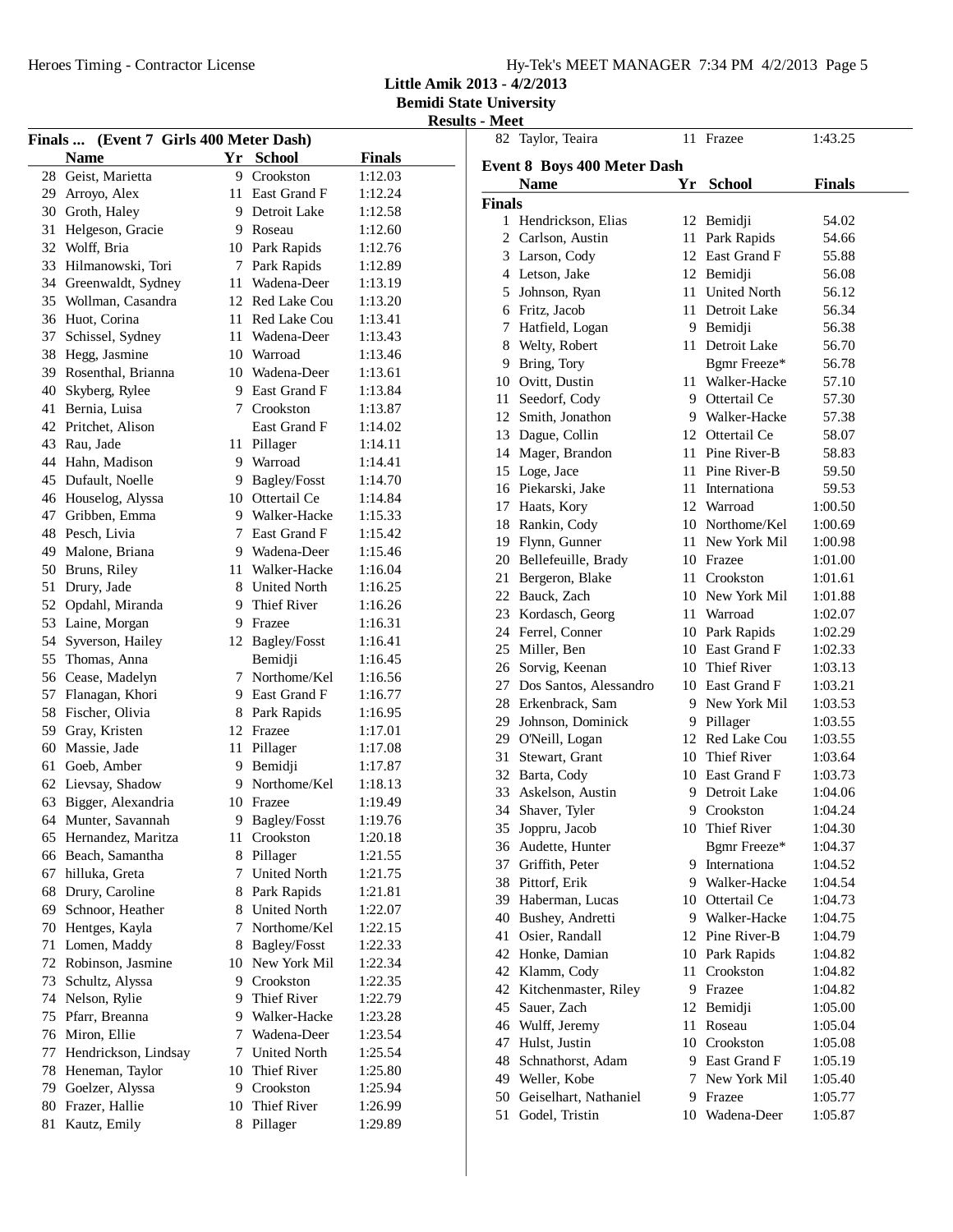Little Amik 2013 - 4/2/2013
Bemidi State University
Results - Meet

## Finals ... (Event 7 Girls 400 Meter Dash)

| | Name | Yr | School | Finals |
|---|---|---|---|---|
| 28 | Geist, Marietta | 9 | Crookston | 1:12.03 |
| 29 | Arroyo, Alex | 11 | East Grand F | 1:12.24 |
| 30 | Groth, Haley | 9 | Detroit Lake | 1:12.58 |
| 31 | Helgeson, Gracie | 9 | Roseau | 1:12.60 |
| 32 | Wolff, Bria | 10 | Park Rapids | 1:12.76 |
| 33 | Hilmanowski, Tori | 7 | Park Rapids | 1:12.89 |
| 34 | Greenwaldt, Sydney | 11 | Wadena-Deer | 1:13.19 |
| 35 | Wollman, Casandra | 12 | Red Lake Cou | 1:13.20 |
| 36 | Huot, Corina | 11 | Red Lake Cou | 1:13.41 |
| 37 | Schissel, Sydney | 11 | Wadena-Deer | 1:13.43 |
| 38 | Hegg, Jasmine | 10 | Warroad | 1:13.46 |
| 39 | Rosenthal, Brianna | 10 | Wadena-Deer | 1:13.61 |
| 40 | Skyberg, Rylee | 9 | East Grand F | 1:13.84 |
| 41 | Bernia, Luisa | 7 | Crookston | 1:13.87 |
| 42 | Pritchet, Alison | | East Grand F | 1:14.02 |
| 43 | Rau, Jade | 11 | Pillager | 1:14.11 |
| 44 | Hahn, Madison | 9 | Warroad | 1:14.41 |
| 45 | Dufault, Noelle | 9 | Bagley/Fosst | 1:14.70 |
| 46 | Houselog, Alyssa | 10 | Ottertail Ce | 1:14.84 |
| 47 | Gribben, Emma | 9 | Walker-Hacke | 1:15.33 |
| 48 | Pesch, Livia | 7 | East Grand F | 1:15.42 |
| 49 | Malone, Briana | 9 | Wadena-Deer | 1:15.46 |
| 50 | Bruns, Riley | 11 | Walker-Hacke | 1:16.04 |
| 51 | Drury, Jade | 8 | United North | 1:16.25 |
| 52 | Opdahl, Miranda | 9 | Thief River | 1:16.26 |
| 53 | Laine, Morgan | 9 | Frazee | 1:16.31 |
| 54 | Syverson, Hailey | 12 | Bagley/Fosst | 1:16.41 |
| 55 | Thomas, Anna | | Bemidji | 1:16.45 |
| 56 | Cease, Madelyn | 7 | Northome/Kel | 1:16.56 |
| 57 | Flanagan, Khori | 9 | East Grand F | 1:16.77 |
| 58 | Fischer, Olivia | 8 | Park Rapids | 1:16.95 |
| 59 | Gray, Kristen | 12 | Frazee | 1:17.01 |
| 60 | Massie, Jade | 11 | Pillager | 1:17.08 |
| 61 | Goeb, Amber | 9 | Bemidji | 1:17.87 |
| 62 | Lievsay, Shadow | 9 | Northome/Kel | 1:18.13 |
| 63 | Bigger, Alexandria | 10 | Frazee | 1:19.49 |
| 64 | Munter, Savannah | 9 | Bagley/Fosst | 1:19.76 |
| 65 | Hernandez, Maritza | 11 | Crookston | 1:20.18 |
| 66 | Beach, Samantha | 8 | Pillager | 1:21.55 |
| 67 | hilluka, Greta | 7 | United North | 1:21.75 |
| 68 | Drury, Caroline | 8 | Park Rapids | 1:21.81 |
| 69 | Schnoor, Heather | 8 | United North | 1:22.07 |
| 70 | Hentges, Kayla | 7 | Northome/Kel | 1:22.15 |
| 71 | Lomen, Maddy | 8 | Bagley/Fosst | 1:22.33 |
| 72 | Robinson, Jasmine | 10 | New York Mil | 1:22.34 |
| 73 | Schultz, Alyssa | 9 | Crookston | 1:22.35 |
| 74 | Nelson, Rylie | 9 | Thief River | 1:22.79 |
| 75 | Pfarr, Breanna | 9 | Walker-Hacke | 1:23.28 |
| 76 | Miron, Ellie | 7 | Wadena-Deer | 1:23.54 |
| 77 | Hendrickson, Lindsay | 7 | United North | 1:25.54 |
| 78 | Heneman, Taylor | 10 | Thief River | 1:25.80 |
| 79 | Goelzer, Alyssa | 9 | Crookston | 1:25.94 |
| 80 | Frazer, Hallie | 10 | Thief River | 1:26.99 |
| 81 | Kautz, Emily | 8 | Pillager | 1:29.89 |
| 82 | Taylor, Teaira | 11 | Frazee | 1:43.25 |

## Event 8 Boys 400 Meter Dash

**Finals**

| | Name | Yr | School | Finals |
|---|---|---|---|---|
| 1 | Hendrickson, Elias | 12 | Bemidji | 54.02 |
| 2 | Carlson, Austin | 11 | Park Rapids | 54.66 |
| 3 | Larson, Cody | 12 | East Grand F | 55.88 |
| 4 | Letson, Jake | 12 | Bemidji | 56.08 |
| 5 | Johnson, Ryan | 11 | United North | 56.12 |
| 6 | Fritz, Jacob | 11 | Detroit Lake | 56.34 |
| 7 | Hatfield, Logan | 9 | Bemidji | 56.38 |
| 8 | Welty, Robert | 11 | Detroit Lake | 56.70 |
| 9 | Bring, Tory | | Bgmr Freeze* | 56.78 |
| 10 | Ovitt, Dustin | 11 | Walker-Hacke | 57.10 |
| 11 | Seedorf, Cody | 9 | Ottertail Ce | 57.30 |
| 12 | Smith, Jonathon | 9 | Walker-Hacke | 57.38 |
| 13 | Dague, Collin | 12 | Ottertail Ce | 58.07 |
| 14 | Mager, Brandon | 11 | Pine River-B | 58.83 |
| 15 | Loge, Jace | 11 | Pine River-B | 59.50 |
| 16 | Piekarski, Jake | 11 | Internationa | 59.53 |
| 17 | Haats, Kory | 12 | Warroad | 1:00.50 |
| 18 | Rankin, Cody | 10 | Northome/Kel | 1:00.69 |
| 19 | Flynn, Gunner | 11 | New York Mil | 1:00.98 |
| 20 | Bellefeuille, Brady | 10 | Frazee | 1:01.00 |
| 21 | Bergeron, Blake | 11 | Crookston | 1:01.61 |
| 22 | Bauck, Zach | 10 | New York Mil | 1:01.88 |
| 23 | Kordasch, Georg | 11 | Warroad | 1:02.07 |
| 24 | Ferrel, Conner | 10 | Park Rapids | 1:02.29 |
| 25 | Miller, Ben | 10 | East Grand F | 1:02.33 |
| 26 | Sorvig, Keenan | 10 | Thief River | 1:03.13 |
| 27 | Dos Santos, Alessandro | 10 | East Grand F | 1:03.21 |
| 28 | Erkenbrack, Sam | 9 | New York Mil | 1:03.53 |
| 29 | Johnson, Dominick | 9 | Pillager | 1:03.55 |
| 29 | O'Neill, Logan | 12 | Red Lake Cou | 1:03.55 |
| 31 | Stewart, Grant | 10 | Thief River | 1:03.64 |
| 32 | Barta, Cody | 10 | East Grand F | 1:03.73 |
| 33 | Askelson, Austin | 9 | Detroit Lake | 1:04.06 |
| 34 | Shaver, Tyler | 9 | Crookston | 1:04.24 |
| 35 | Joppru, Jacob | 10 | Thief River | 1:04.30 |
| 36 | Audette, Hunter | | Bgmr Freeze* | 1:04.37 |
| 37 | Griffith, Peter | 9 | Internationa | 1:04.52 |
| 38 | Pittorf, Erik | 9 | Walker-Hacke | 1:04.54 |
| 39 | Haberman, Lucas | 10 | Ottertail Ce | 1:04.73 |
| 40 | Bushey, Andretti | 9 | Walker-Hacke | 1:04.75 |
| 41 | Osier, Randall | 12 | Pine River-B | 1:04.79 |
| 42 | Honke, Damian | 10 | Park Rapids | 1:04.82 |
| 42 | Klamm, Cody | 11 | Crookston | 1:04.82 |
| 42 | Kitchenmaster, Riley | 9 | Frazee | 1:04.82 |
| 45 | Sauer, Zach | 12 | Bemidji | 1:05.00 |
| 46 | Wulff, Jeremy | 11 | Roseau | 1:05.04 |
| 47 | Hulst, Justin | 10 | Crookston | 1:05.08 |
| 48 | Schnathorst, Adam | 9 | East Grand F | 1:05.19 |
| 49 | Weller, Kobe | 7 | New York Mil | 1:05.40 |
| 50 | Geiselhart, Nathaniel | 9 | Frazee | 1:05.77 |
| 51 | Godel, Tristin | 10 | Wadena-Deer | 1:05.87 |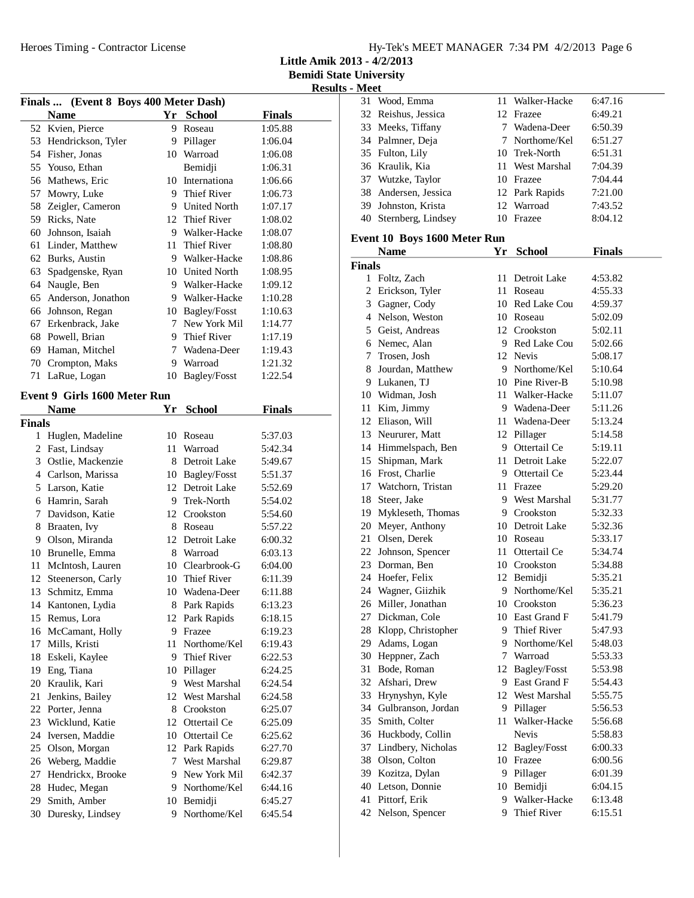# Little Amik 2013 - 4/2/2013

**Bemidi State University**

**Results - Meet**

## Finals ... (Event 8 Boys 400 Meter Dash)

| | Name | Yr | School | Finals |
|---|---|---|---|---|
| 52 | Kvien, Pierce | 9 | Roseau | 1:05.88 |
| 53 | Hendrickson, Tyler | 9 | Pillager | 1:06.04 |
| 54 | Fisher, Jonas | 10 | Warroad | 1:06.08 |
| 55 | Youso, Ethan | | Bemidji | 1:06.31 |
| 56 | Mathews, Eric | 10 | Internationa | 1:06.66 |
| 57 | Mowry, Luke | 9 | Thief River | 1:06.73 |
| 58 | Zeigler, Cameron | 9 | United North | 1:07.17 |
| 59 | Ricks, Nate | 12 | Thief River | 1:08.02 |
| 60 | Johnson, Isaiah | 9 | Walker-Hacke | 1:08.07 |
| 61 | Linder, Matthew | 11 | Thief River | 1:08.80 |
| 62 | Burks, Austin | 9 | Walker-Hacke | 1:08.86 |
| 63 | Spadgenske, Ryan | 10 | United North | 1:08.95 |
| 64 | Naugle, Ben | 9 | Walker-Hacke | 1:09.12 |
| 65 | Anderson, Jonathon | 9 | Walker-Hacke | 1:10.28 |
| 66 | Johnson, Regan | 10 | Bagley/Fosst | 1:10.63 |
| 67 | Erkenbrack, Jake | 7 | New York Mil | 1:14.77 |
| 68 | Powell, Brian | 9 | Thief River | 1:17.19 |
| 69 | Haman, Mitchel | 7 | Wadena-Deer | 1:19.43 |
| 70 | Crompton, Maks | 9 | Warroad | 1:21.32 |
| 71 | LaRue, Logan | 10 | Bagley/Fosst | 1:22.54 |

## Event 9 Girls 1600 Meter Run

| | Name | Yr | School | Finals |
|---|---|---|---|---|
| **Finals** | | | | |
| 1 | Huglen, Madeline | 10 | Roseau | 5:37.03 |
| 2 | Fast, Lindsay | 11 | Warroad | 5:42.34 |
| 3 | Ostlie, Mackenzie | 8 | Detroit Lake | 5:49.67 |
| 4 | Carlson, Marissa | 10 | Bagley/Fosst | 5:51.37 |
| 5 | Larson, Katie | 12 | Detroit Lake | 5:52.69 |
| 6 | Hamrin, Sarah | 9 | Trek-North | 5:54.02 |
| 7 | Davidson, Katie | 12 | Crookston | 5:54.60 |
| 8 | Braaten, Ivy | 8 | Roseau | 5:57.22 |
| 9 | Olson, Miranda | 12 | Detroit Lake | 6:00.32 |
| 10 | Brunelle, Emma | 8 | Warroad | 6:03.13 |
| 11 | McIntosh, Lauren | 10 | Clearbrook-G | 6:04.00 |
| 12 | Steenerson, Carly | 10 | Thief River | 6:11.39 |
| 13 | Schmitz, Emma | 10 | Wadena-Deer | 6:11.88 |
| 14 | Kantonen, Lydia | 8 | Park Rapids | 6:13.23 |
| 15 | Remus, Lora | 12 | Park Rapids | 6:18.15 |
| 16 | McCamant, Holly | 9 | Frazee | 6:19.23 |
| 17 | Mills, Kristi | 11 | Northome/Kel | 6:19.43 |
| 18 | Eskeli, Kaylee | 9 | Thief River | 6:22.53 |
| 19 | Eng, Tiana | 10 | Pillager | 6:24.25 |
| 20 | Kraulik, Kari | 9 | West Marshal | 6:24.54 |
| 21 | Jenkins, Bailey | 12 | West Marshal | 6:24.58 |
| 22 | Porter, Jenna | 8 | Crookston | 6:25.07 |
| 23 | Wicklund, Katie | 12 | Ottertail Ce | 6:25.09 |
| 24 | Iversen, Maddie | 10 | Ottertail Ce | 6:25.62 |
| 25 | Olson, Morgan | 12 | Park Rapids | 6:27.70 |
| 26 | Weberg, Maddie | 7 | West Marshal | 6:29.87 |
| 27 | Hendrickx, Brooke | 9 | New York Mil | 6:42.37 |
| 28 | Hudec, Megan | 9 | Northome/Kel | 6:44.16 |
| 29 | Smith, Amber | 10 | Bemidji | 6:45.27 |
| 30 | Duresky, Lindsey | 9 | Northome/Kel | 6:45.54 |
| 31 | Wood, Emma | 11 | Walker-Hacke | 6:47.16 |
| 32 | Reishus, Jessica | 12 | Frazee | 6:49.21 |
| 33 | Meeks, Tiffany | 7 | Wadena-Deer | 6:50.39 |
| 34 | Palmner, Deja | 7 | Northome/Kel | 6:51.27 |
| 35 | Fulton, Lily | 10 | Trek-North | 6:51.31 |
| 36 | Kraulik, Kia | 11 | West Marshal | 7:04.39 |
| 37 | Wutzke, Taylor | 10 | Frazee | 7:04.44 |
| 38 | Andersen, Jessica | 12 | Park Rapids | 7:21.00 |
| 39 | Johnston, Krista | 12 | Warroad | 7:43.52 |
| 40 | Sternberg, Lindsey | 10 | Frazee | 8:04.12 |

## Event 10 Boys 1600 Meter Run

| | Name | Yr | School | Finals |
|---|---|---|---|---|
| **Finals** | | | | |
| 1 | Foltz, Zach | 11 | Detroit Lake | 4:53.82 |
| 2 | Erickson, Tyler | 11 | Roseau | 4:55.33 |
| 3 | Gagner, Cody | 10 | Red Lake Cou | 4:59.37 |
| 4 | Nelson, Weston | 10 | Roseau | 5:02.09 |
| 5 | Geist, Andreas | 12 | Crookston | 5:02.11 |
| 6 | Nemec, Alan | 9 | Red Lake Cou | 5:02.66 |
| 7 | Trosen, Josh | 12 | Nevis | 5:08.17 |
| 8 | Jourdan, Matthew | 9 | Northome/Kel | 5:10.64 |
| 9 | Lukanen, TJ | 10 | Pine River-B | 5:10.98 |
| 10 | Widman, Josh | 11 | Walker-Hacke | 5:11.07 |
| 11 | Kim, Jimmy | 9 | Wadena-Deer | 5:11.26 |
| 12 | Eliason, Will | 11 | Wadena-Deer | 5:13.24 |
| 13 | Neururer, Matt | 12 | Pillager | 5:14.58 |
| 14 | Himmelspach, Ben | 9 | Ottertail Ce | 5:19.11 |
| 15 | Shipman, Mark | 11 | Detroit Lake | 5:22.07 |
| 16 | Frost, Charlie | 9 | Ottertail Ce | 5:23.44 |
| 17 | Watchorn, Tristan | 11 | Frazee | 5:29.20 |
| 18 | Steer, Jake | 9 | West Marshal | 5:31.77 |
| 19 | Mykleseth, Thomas | 9 | Crookston | 5:32.33 |
| 20 | Meyer, Anthony | 10 | Detroit Lake | 5:32.36 |
| 21 | Olsen, Derek | 10 | Roseau | 5:33.17 |
| 22 | Johnson, Spencer | 11 | Ottertail Ce | 5:34.74 |
| 23 | Dorman, Ben | 10 | Crookston | 5:34.88 |
| 24 | Hoefer, Felix | 12 | Bemidji | 5:35.21 |
| 24 | Wagner, Giizhik | 9 | Northome/Kel | 5:35.21 |
| 26 | Miller, Jonathan | 10 | Crookston | 5:36.23 |
| 27 | Dickman, Cole | 10 | East Grand F | 5:41.79 |
| 28 | Klopp, Christopher | 9 | Thief River | 5:47.93 |
| 29 | Adams, Logan | 9 | Northome/Kel | 5:48.03 |
| 30 | Heppner, Zach | 7 | Warroad | 5:53.33 |
| 31 | Bode, Roman | 12 | Bagley/Fosst | 5:53.98 |
| 32 | Afshari, Drew | 9 | East Grand F | 5:54.43 |
| 33 | Hrynyshyn, Kyle | 12 | West Marshal | 5:55.75 |
| 34 | Gulbranson, Jordan | 9 | Pillager | 5:56.53 |
| 35 | Smith, Colter | 11 | Walker-Hacke | 5:56.68 |
| 36 | Huckbody, Collin | | Nevis | 5:58.83 |
| 37 | Lindbery, Nicholas | 12 | Bagley/Fosst | 6:00.33 |
| 38 | Olson, Colton | 10 | Frazee | 6:00.56 |
| 39 | Kozitza, Dylan | 9 | Pillager | 6:01.39 |
| 40 | Letson, Donnie | 10 | Bemidji | 6:04.15 |
| 41 | Pittorf, Erik | 9 | Walker-Hacke | 6:13.48 |
| 42 | Nelson, Spencer | 9 | Thief River | 6:15.51 |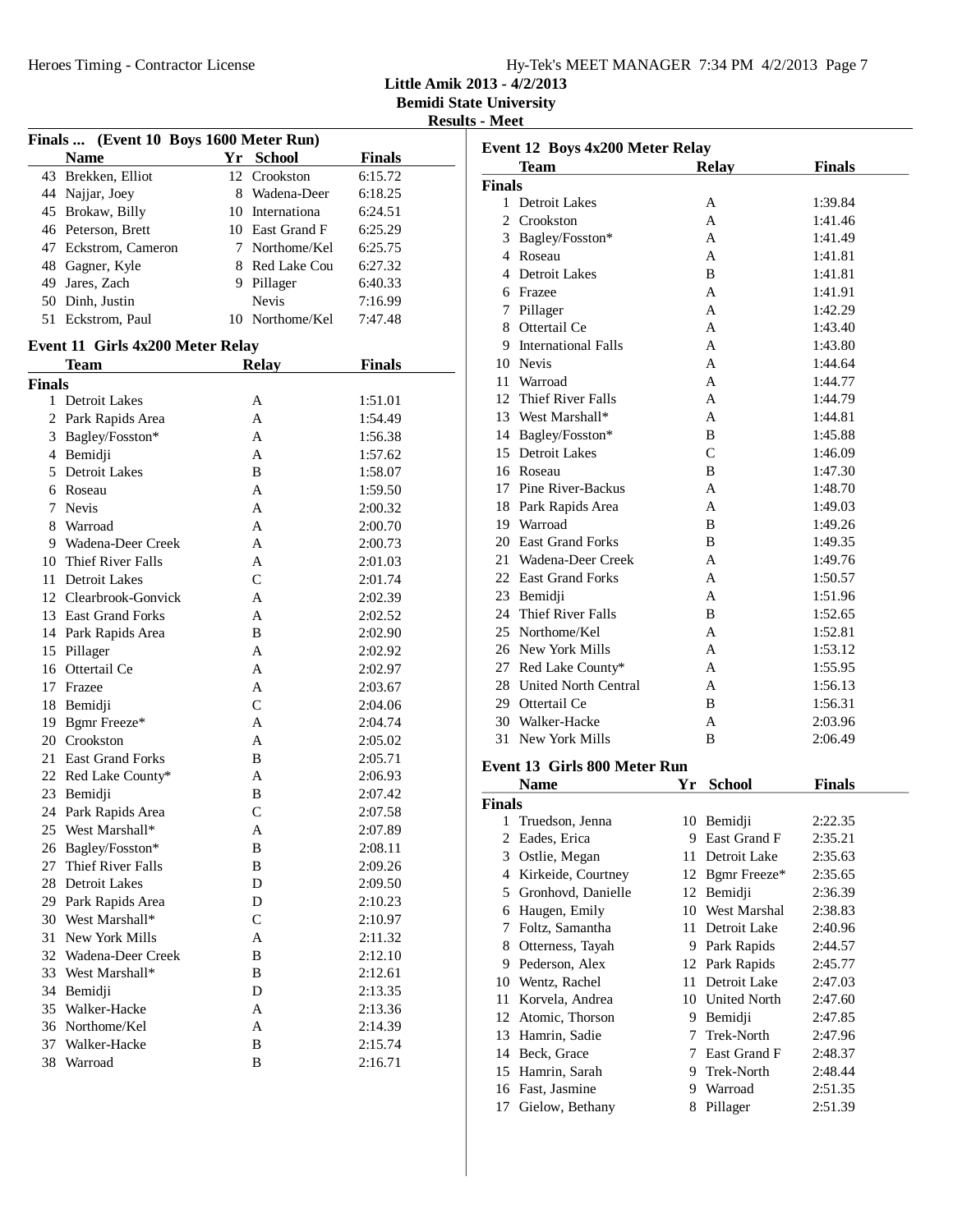Little Amik 2013 - 4/2/2013
Bemidi State University
Results - Meet

## Finals ... (Event 10 Boys 1600 Meter Run)

| | Name | Yr | School | Finals |
|---|---|---|---|---|
| 43 | Brekken, Elliot | 12 | Crookston | 6:15.72 |
| 44 | Najjar, Joey | 8 | Wadena-Deer | 6:18.25 |
| 45 | Brokaw, Billy | 10 | Internationa | 6:24.51 |
| 46 | Peterson, Brett | 10 | East Grand F | 6:25.29 |
| 47 | Eckstrom, Cameron | 7 | Northome/Kel | 6:25.75 |
| 48 | Gagner, Kyle | 8 | Red Lake Cou | 6:27.32 |
| 49 | Jares, Zach | 9 | Pillager | 6:40.33 |
| 50 | Dinh, Justin | | Nevis | 7:16.99 |
| 51 | Eckstrom, Paul | 10 | Northome/Kel | 7:47.48 |

## Event 11 Girls 4x200 Meter Relay

**Finals**

| | Team | Relay | Finals |
|---|---|---|---|
| 1 | Detroit Lakes | A | 1:51.01 |
| 2 | Park Rapids Area | A | 1:54.49 |
| 3 | Bagley/Fosston* | A | 1:56.38 |
| 4 | Bemidji | A | 1:57.62 |
| 5 | Detroit Lakes | B | 1:58.07 |
| 6 | Roseau | A | 1:59.50 |
| 7 | Nevis | A | 2:00.32 |
| 8 | Warroad | A | 2:00.70 |
| 9 | Wadena-Deer Creek | A | 2:00.73 |
| 10 | Thief River Falls | A | 2:01.03 |
| 11 | Detroit Lakes | C | 2:01.74 |
| 12 | Clearbrook-Gonvick | A | 2:02.39 |
| 13 | East Grand Forks | A | 2:02.52 |
| 14 | Park Rapids Area | B | 2:02.90 |
| 15 | Pillager | A | 2:02.92 |
| 16 | Ottertail Ce | A | 2:02.97 |
| 17 | Frazee | A | 2:03.67 |
| 18 | Bemidji | C | 2:04.06 |
| 19 | Bgmr Freeze* | A | 2:04.74 |
| 20 | Crookston | A | 2:05.02 |
| 21 | East Grand Forks | B | 2:05.71 |
| 22 | Red Lake County* | A | 2:06.93 |
| 23 | Bemidji | B | 2:07.42 |
| 24 | Park Rapids Area | C | 2:07.58 |
| 25 | West Marshall* | A | 2:07.89 |
| 26 | Bagley/Fosston* | B | 2:08.11 |
| 27 | Thief River Falls | B | 2:09.26 |
| 28 | Detroit Lakes | D | 2:09.50 |
| 29 | Park Rapids Area | D | 2:10.23 |
| 30 | West Marshall* | C | 2:10.97 |
| 31 | New York Mills | A | 2:11.32 |
| 32 | Wadena-Deer Creek | B | 2:12.10 |
| 33 | West Marshall* | B | 2:12.61 |
| 34 | Bemidji | D | 2:13.35 |
| 35 | Walker-Hacke | A | 2:13.36 |
| 36 | Northome/Kel | A | 2:14.39 |
| 37 | Walker-Hacke | B | 2:15.74 |
| 38 | Warroad | B | 2:16.71 |

## Event 12 Boys 4x200 Meter Relay

**Finals**

| | Team | Relay | Finals |
|---|---|---|---|
| 1 | Detroit Lakes | A | 1:39.84 |
| 2 | Crookston | A | 1:41.46 |
| 3 | Bagley/Fosston* | A | 1:41.49 |
| 4 | Roseau | A | 1:41.81 |
| 4 | Detroit Lakes | B | 1:41.81 |
| 6 | Frazee | A | 1:41.91 |
| 7 | Pillager | A | 1:42.29 |
| 8 | Ottertail Ce | A | 1:43.40 |
| 9 | International Falls | A | 1:43.80 |
| 10 | Nevis | A | 1:44.64 |
| 11 | Warroad | A | 1:44.77 |
| 12 | Thief River Falls | A | 1:44.79 |
| 13 | West Marshall* | A | 1:44.81 |
| 14 | Bagley/Fosston* | B | 1:45.88 |
| 15 | Detroit Lakes | C | 1:46.09 |
| 16 | Roseau | B | 1:47.30 |
| 17 | Pine River-Backus | A | 1:48.70 |
| 18 | Park Rapids Area | A | 1:49.03 |
| 19 | Warroad | B | 1:49.26 |
| 20 | East Grand Forks | B | 1:49.35 |
| 21 | Wadena-Deer Creek | A | 1:49.76 |
| 22 | East Grand Forks | A | 1:50.57 |
| 23 | Bemidji | A | 1:51.96 |
| 24 | Thief River Falls | B | 1:52.65 |
| 25 | Northome/Kel | A | 1:52.81 |
| 26 | New York Mills | A | 1:53.12 |
| 27 | Red Lake County* | A | 1:55.95 |
| 28 | United North Central | A | 1:56.13 |
| 29 | Ottertail Ce | B | 1:56.31 |
| 30 | Walker-Hacke | A | 2:03.96 |
| 31 | New York Mills | B | 2:06.49 |

## Event 13 Girls 800 Meter Run

**Finals**

| | Name | Yr | School | Finals |
|---|---|---|---|---|
| 1 | Truedson, Jenna | 10 | Bemidji | 2:22.35 |
| 2 | Eades, Erica | 9 | East Grand F | 2:35.21 |
| 3 | Ostlie, Megan | 11 | Detroit Lake | 2:35.63 |
| 4 | Kirkeide, Courtney | 12 | Bgmr Freeze* | 2:35.65 |
| 5 | Gronhovd, Danielle | 12 | Bemidji | 2:36.39 |
| 6 | Haugen, Emily | 10 | West Marshal | 2:38.83 |
| 7 | Foltz, Samantha | 11 | Detroit Lake | 2:40.96 |
| 8 | Otterness, Tayah | 9 | Park Rapids | 2:44.57 |
| 9 | Pederson, Alex | 12 | Park Rapids | 2:45.77 |
| 10 | Wentz, Rachel | 11 | Detroit Lake | 2:47.03 |
| 11 | Korvela, Andrea | 10 | United North | 2:47.60 |
| 12 | Atomic, Thorson | 9 | Bemidji | 2:47.85 |
| 13 | Hamrin, Sadie | 7 | Trek-North | 2:47.96 |
| 14 | Beck, Grace | 7 | East Grand F | 2:48.37 |
| 15 | Hamrin, Sarah | 9 | Trek-North | 2:48.44 |
| 16 | Fast, Jasmine | 9 | Warroad | 2:51.35 |
| 17 | Gielow, Bethany | 8 | Pillager | 2:51.39 |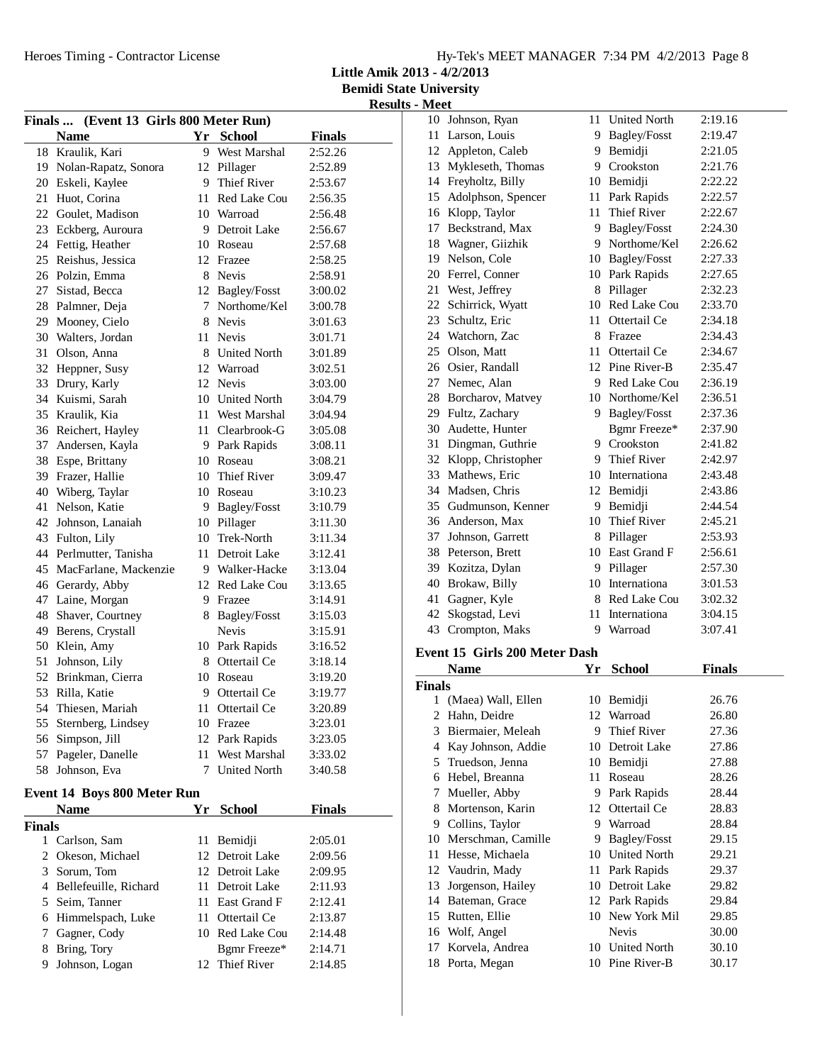## Little Amik 2013 - 4/2/2013
## Bemidi State University
## Results - Meet

### Finals ... (Event 13 Girls 800 Meter Run)

| | Name | Yr | School | Finals |
|---|---|---|---|---|
| 18 | Kraulik, Kari | 9 | West Marshal | 2:52.26 |
| 19 | Nolan-Rapatz, Sonora | 12 | Pillager | 2:52.89 |
| 20 | Eskeli, Kaylee | 9 | Thief River | 2:53.67 |
| 21 | Huot, Corina | 11 | Red Lake Cou | 2:56.35 |
| 22 | Goulet, Madison | 10 | Warroad | 2:56.48 |
| 23 | Eckberg, Auroura | 9 | Detroit Lake | 2:56.67 |
| 24 | Fettig, Heather | 10 | Roseau | 2:57.68 |
| 25 | Reishus, Jessica | 12 | Frazee | 2:58.25 |
| 26 | Polzin, Emma | 8 | Nevis | 2:58.91 |
| 27 | Sistad, Becca | 12 | Bagley/Fosst | 3:00.02 |
| 28 | Palmner, Deja | 7 | Northome/Kel | 3:00.78 |
| 29 | Mooney, Cielo | 8 | Nevis | 3:01.63 |
| 30 | Walters, Jordan | 11 | Nevis | 3:01.71 |
| 31 | Olson, Anna | 8 | United North | 3:01.89 |
| 32 | Heppner, Susy | 12 | Warroad | 3:02.51 |
| 33 | Drury, Karly | 12 | Nevis | 3:03.00 |
| 34 | Kuismi, Sarah | 10 | United North | 3:04.79 |
| 35 | Kraulik, Kia | 11 | West Marshal | 3:04.94 |
| 36 | Reichert, Hayley | 11 | Clearbrook-G | 3:05.08 |
| 37 | Andersen, Kayla | 9 | Park Rapids | 3:08.11 |
| 38 | Espe, Brittany | 10 | Roseau | 3:08.21 |
| 39 | Frazer, Hallie | 10 | Thief River | 3:09.47 |
| 40 | Wiberg, Taylar | 10 | Roseau | 3:10.23 |
| 41 | Nelson, Katie | 9 | Bagley/Fosst | 3:10.79 |
| 42 | Johnson, Lanaiah | 10 | Pillager | 3:11.30 |
| 43 | Fulton, Lily | 10 | Trek-North | 3:11.34 |
| 44 | Perlmutter, Tanisha | 11 | Detroit Lake | 3:12.41 |
| 45 | MacFarlane, Mackenzie | 9 | Walker-Hacke | 3:13.04 |
| 46 | Gerardy, Abby | 12 | Red Lake Cou | 3:13.65 |
| 47 | Laine, Morgan | 9 | Frazee | 3:14.91 |
| 48 | Shaver, Courtney | 8 | Bagley/Fosst | 3:15.03 |
| 49 | Berens, Crystall | | Nevis | 3:15.91 |
| 50 | Klein, Amy | 10 | Park Rapids | 3:16.52 |
| 51 | Johnson, Lily | 8 | Ottertail Ce | 3:18.14 |
| 52 | Brinkman, Cierra | 10 | Roseau | 3:19.20 |
| 53 | Rilla, Katie | 9 | Ottertail Ce | 3:19.77 |
| 54 | Thiesen, Mariah | 11 | Ottertail Ce | 3:20.89 |
| 55 | Sternberg, Lindsey | 10 | Frazee | 3:23.01 |
| 56 | Simpson, Jill | 12 | Park Rapids | 3:23.05 |
| 57 | Pageler, Danelle | 11 | West Marshal | 3:33.02 |
| 58 | Johnson, Eva | 7 | United North | 3:40.58 |

### Event 14 Boys 800 Meter Run

| | Name | Yr | School | Finals |
|---|---|---|---|---|
| **Finals** | | | | |
| 1 | Carlson, Sam | 11 | Bemidji | 2:05.01 |
| 2 | Okeson, Michael | 12 | Detroit Lake | 2:09.56 |
| 3 | Sorum, Tom | 12 | Detroit Lake | 2:09.95 |
| 4 | Bellefeuille, Richard | 11 | Detroit Lake | 2:11.93 |
| 5 | Seim, Tanner | 11 | East Grand F | 2:12.41 |
| 6 | Himmelspach, Luke | 11 | Ottertail Ce | 2:13.87 |
| 7 | Gagner, Cody | 10 | Red Lake Cou | 2:14.48 |
| 8 | Bring, Tory | | Bgmr Freeze* | 2:14.71 |
| 9 | Johnson, Logan | 12 | Thief River | 2:14.85 |
| 10 | Johnson, Ryan | 11 | United North | 2:19.16 |
| 11 | Larson, Louis | 9 | Bagley/Fosst | 2:19.47 |
| 12 | Appleton, Caleb | 9 | Bemidji | 2:21.05 |
| 13 | Mykleseth, Thomas | 9 | Crookston | 2:21.76 |
| 14 | Freyholtz, Billy | 10 | Bemidji | 2:22.22 |
| 15 | Adolphson, Spencer | 11 | Park Rapids | 2:22.57 |
| 16 | Klopp, Taylor | 11 | Thief River | 2:22.67 |
| 17 | Beckstrand, Max | 9 | Bagley/Fosst | 2:24.30 |
| 18 | Wagner, Giizhik | 9 | Northome/Kel | 2:26.62 |
| 19 | Nelson, Cole | 10 | Bagley/Fosst | 2:27.33 |
| 20 | Ferrel, Conner | 10 | Park Rapids | 2:27.65 |
| 21 | West, Jeffrey | 8 | Pillager | 2:32.23 |
| 22 | Schirrick, Wyatt | 10 | Red Lake Cou | 2:33.70 |
| 23 | Schultz, Eric | 11 | Ottertail Ce | 2:34.18 |
| 24 | Watchorn, Zac | 8 | Frazee | 2:34.43 |
| 25 | Olson, Matt | 11 | Ottertail Ce | 2:34.67 |
| 26 | Osier, Randall | 12 | Pine River-B | 2:35.47 |
| 27 | Nemec, Alan | 9 | Red Lake Cou | 2:36.19 |
| 28 | Borcharov, Matvey | 10 | Northome/Kel | 2:36.51 |
| 29 | Fultz, Zachary | 9 | Bagley/Fosst | 2:37.36 |
| 30 | Audette, Hunter | | Bgmr Freeze* | 2:37.90 |
| 31 | Dingman, Guthrie | 9 | Crookston | 2:41.82 |
| 32 | Klopp, Christopher | 9 | Thief River | 2:42.97 |
| 33 | Mathews, Eric | 10 | Internationa | 2:43.48 |
| 34 | Madsen, Chris | 12 | Bemidji | 2:43.86 |
| 35 | Gudmunson, Kenner | 9 | Bemidji | 2:44.54 |
| 36 | Anderson, Max | 10 | Thief River | 2:45.21 |
| 37 | Johnson, Garrett | 8 | Pillager | 2:53.93 |
| 38 | Peterson, Brett | 10 | East Grand F | 2:56.61 |
| 39 | Kozitza, Dylan | 9 | Pillager | 2:57.30 |
| 40 | Brokaw, Billy | 10 | Internationa | 3:01.53 |
| 41 | Gagner, Kyle | 8 | Red Lake Cou | 3:02.32 |
| 42 | Skogstad, Levi | 11 | Internationa | 3:04.15 |
| 43 | Crompton, Maks | 9 | Warroad | 3:07.41 |

### Event 15 Girls 200 Meter Dash

| | Name | Yr | School | Finals |
|---|---|---|---|---|
| **Finals** | | | | |
| 1 | (Maea) Wall, Ellen | 10 | Bemidji | 26.76 |
| 2 | Hahn, Deidre | 12 | Warroad | 26.80 |
| 3 | Biermaier, Meleah | 9 | Thief River | 27.36 |
| 4 | Kay Johnson, Addie | 10 | Detroit Lake | 27.86 |
| 5 | Truedson, Jenna | 10 | Bemidji | 27.88 |
| 6 | Hebel, Breanna | 11 | Roseau | 28.26 |
| 7 | Mueller, Abby | 9 | Park Rapids | 28.44 |
| 8 | Mortenson, Karin | 12 | Ottertail Ce | 28.83 |
| 9 | Collins, Taylor | 9 | Warroad | 28.84 |
| 10 | Merschman, Camille | 9 | Bagley/Fosst | 29.15 |
| 11 | Hesse, Michaela | 10 | United North | 29.21 |
| 12 | Vaudrin, Mady | 11 | Park Rapids | 29.37 |
| 13 | Jorgenson, Hailey | 10 | Detroit Lake | 29.82 |
| 14 | Bateman, Grace | 12 | Park Rapids | 29.84 |
| 15 | Rutten, Ellie | 10 | New York Mil | 29.85 |
| 16 | Wolf, Angel | | Nevis | 30.00 |
| 17 | Korvela, Andrea | 10 | United North | 30.10 |
| 18 | Porta, Megan | 10 | Pine River-B | 30.17 |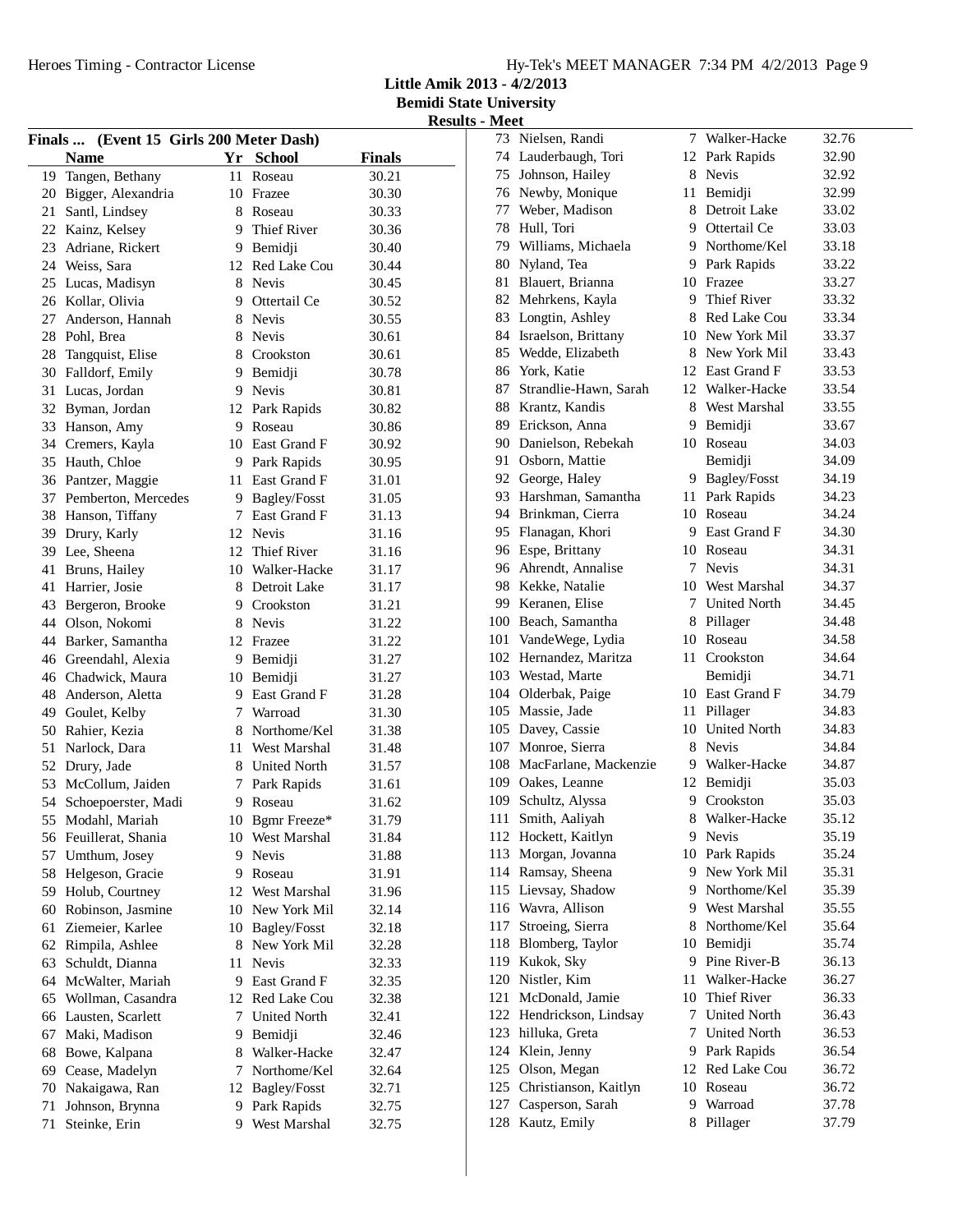**Little Amik 2013 - 4/2/2013**
**Bemidi State University**
**Results - Meet**

### Finals ... (Event 15 Girls 200 Meter Dash)

| | Name | Yr | School | Finals |
|---|---|---|---|---|
| 19 | Tangen, Bethany | 11 | Roseau | 30.21 |
| 20 | Bigger, Alexandria | 10 | Frazee | 30.30 |
| 21 | Santl, Lindsey | 8 | Roseau | 30.33 |
| 22 | Kainz, Kelsey | 9 | Thief River | 30.36 |
| 23 | Adriane, Rickert | 9 | Bemidji | 30.40 |
| 24 | Weiss, Sara | 12 | Red Lake Cou | 30.44 |
| 25 | Lucas, Madisyn | 8 | Nevis | 30.45 |
| 26 | Kollar, Olivia | 9 | Ottertail Ce | 30.52 |
| 27 | Anderson, Hannah | 8 | Nevis | 30.55 |
| 28 | Pohl, Brea | 8 | Nevis | 30.61 |
| 28 | Tangquist, Elise | 8 | Crookston | 30.61 |
| 30 | Falldorf, Emily | 9 | Bemidji | 30.78 |
| 31 | Lucas, Jordan | 9 | Nevis | 30.81 |
| 32 | Byman, Jordan | 12 | Park Rapids | 30.82 |
| 33 | Hanson, Amy | 9 | Roseau | 30.86 |
| 34 | Cremers, Kayla | 10 | East Grand F | 30.92 |
| 35 | Hauth, Chloe | 9 | Park Rapids | 30.95 |
| 36 | Pantzer, Maggie | 11 | East Grand F | 31.01 |
| 37 | Pemberton, Mercedes | 9 | Bagley/Fosst | 31.05 |
| 38 | Hanson, Tiffany | 7 | East Grand F | 31.13 |
| 39 | Drury, Karly | 12 | Nevis | 31.16 |
| 39 | Lee, Sheena | 12 | Thief River | 31.16 |
| 41 | Bruns, Hailey | 10 | Walker-Hacke | 31.17 |
| 41 | Harrier, Josie | 8 | Detroit Lake | 31.17 |
| 43 | Bergeron, Brooke | 9 | Crookston | 31.21 |
| 44 | Olson, Nokomi | 8 | Nevis | 31.22 |
| 44 | Barker, Samantha | 12 | Frazee | 31.22 |
| 46 | Greendahl, Alexia | 9 | Bemidji | 31.27 |
| 46 | Chadwick, Maura | 10 | Bemidji | 31.27 |
| 48 | Anderson, Aletta | 9 | East Grand F | 31.28 |
| 49 | Goulet, Kelby | 7 | Warroad | 31.30 |
| 50 | Rahier, Kezia | 8 | Northome/Kel | 31.38 |
| 51 | Narlock, Dara | 11 | West Marshal | 31.48 |
| 52 | Drury, Jade | 8 | United North | 31.57 |
| 53 | McCollum, Jaiden | 7 | Park Rapids | 31.61 |
| 54 | Schoepoerster, Madi | 9 | Roseau | 31.62 |
| 55 | Modahl, Mariah | 10 | Bgmr Freeze* | 31.79 |
| 56 | Feuillerat, Shania | 10 | West Marshal | 31.84 |
| 57 | Umthum, Josey | 9 | Nevis | 31.88 |
| 58 | Helgeson, Gracie | 9 | Roseau | 31.91 |
| 59 | Holub, Courtney | 12 | West Marshal | 31.96 |
| 60 | Robinson, Jasmine | 10 | New York Mil | 32.14 |
| 61 | Ziemeier, Karlee | 10 | Bagley/Fosst | 32.18 |
| 62 | Rimpila, Ashlee | 8 | New York Mil | 32.28 |
| 63 | Schuldt, Dianna | 11 | Nevis | 32.33 |
| 64 | McWalter, Mariah | 9 | East Grand F | 32.35 |
| 65 | Wollman, Casandra | 12 | Red Lake Cou | 32.38 |
| 66 | Lausten, Scarlett | 7 | United North | 32.41 |
| 67 | Maki, Madison | 9 | Bemidji | 32.46 |
| 68 | Bowe, Kalpana | 8 | Walker-Hacke | 32.47 |
| 69 | Cease, Madelyn | 7 | Northome/Kel | 32.64 |
| 70 | Nakaigawa, Ran | 12 | Bagley/Fosst | 32.71 |
| 71 | Johnson, Brynna | 9 | Park Rapids | 32.75 |
| 71 | Steinke, Erin | 9 | West Marshal | 32.75 |
| 73 | Nielsen, Randi | 7 | Walker-Hacke | 32.76 |
| 74 | Lauderbaugh, Tori | 12 | Park Rapids | 32.90 |
| 75 | Johnson, Hailey | 8 | Nevis | 32.92 |
| 76 | Newby, Monique | 11 | Bemidji | 32.99 |
| 77 | Weber, Madison | 8 | Detroit Lake | 33.02 |
| 78 | Hull, Tori | 9 | Ottertail Ce | 33.03 |
| 79 | Williams, Michaela | 9 | Northome/Kel | 33.18 |
| 80 | Nyland, Tea | 9 | Park Rapids | 33.22 |
| 81 | Blauert, Brianna | 10 | Frazee | 33.27 |
| 82 | Mehrkens, Kayla | 9 | Thief River | 33.32 |
| 83 | Longtin, Ashley | 8 | Red Lake Cou | 33.34 |
| 84 | Israelson, Brittany | 10 | New York Mil | 33.37 |
| 85 | Wedde, Elizabeth | 8 | New York Mil | 33.43 |
| 86 | York, Katie | 12 | East Grand F | 33.53 |
| 87 | Strandlie-Hawn, Sarah | 12 | Walker-Hacke | 33.54 |
| 88 | Krantz, Kandis | 8 | West Marshal | 33.55 |
| 89 | Erickson, Anna | 9 | Bemidji | 33.67 |
| 90 | Danielson, Rebekah | 10 | Roseau | 34.03 |
| 91 | Osborn, Mattie | | Bemidji | 34.09 |
| 92 | George, Haley | 9 | Bagley/Fosst | 34.19 |
| 93 | Harshman, Samantha | 11 | Park Rapids | 34.23 |
| 94 | Brinkman, Cierra | 10 | Roseau | 34.24 |
| 95 | Flanagan, Khori | 9 | East Grand F | 34.30 |
| 96 | Espe, Brittany | 10 | Roseau | 34.31 |
| 96 | Ahrendt, Annalise | 7 | Nevis | 34.31 |
| 98 | Kekke, Natalie | 10 | West Marshal | 34.37 |
| 99 | Keranen, Elise | 7 | United North | 34.45 |
| 100 | Beach, Samantha | 8 | Pillager | 34.48 |
| 101 | VandeWege, Lydia | 10 | Roseau | 34.58 |
| 102 | Hernandez, Maritza | 11 | Crookston | 34.64 |
| 103 | Westad, Marte | | Bemidji | 34.71 |
| 104 | Olderbak, Paige | 10 | East Grand F | 34.79 |
| 105 | Massie, Jade | 11 | Pillager | 34.83 |
| 105 | Davey, Cassie | 10 | United North | 34.83 |
| 107 | Monroe, Sierra | 8 | Nevis | 34.84 |
| 108 | MacFarlane, Mackenzie | 9 | Walker-Hacke | 34.87 |
| 109 | Oakes, Leanne | 12 | Bemidji | 35.03 |
| 109 | Schultz, Alyssa | 9 | Crookston | 35.03 |
| 111 | Smith, Aaliyah | 8 | Walker-Hacke | 35.12 |
| 112 | Hockett, Kaitlyn | 9 | Nevis | 35.19 |
| 113 | Morgan, Jovanna | 10 | Park Rapids | 35.24 |
| 114 | Ramsay, Sheena | 9 | New York Mil | 35.31 |
| 115 | Lievsay, Shadow | 9 | Northome/Kel | 35.39 |
| 116 | Wavra, Allison | 9 | West Marshal | 35.55 |
| 117 | Stroeing, Sierra | 8 | Northome/Kel | 35.64 |
| 118 | Blomberg, Taylor | 10 | Bemidji | 35.74 |
| 119 | Kukok, Sky | 9 | Pine River-B | 36.13 |
| 120 | Nistler, Kim | 11 | Walker-Hacke | 36.27 |
| 121 | McDonald, Jamie | 10 | Thief River | 36.33 |
| 122 | Hendrickson, Lindsay | 7 | United North | 36.43 |
| 123 | hilluka, Greta | 7 | United North | 36.53 |
| 124 | Klein, Jenny | 9 | Park Rapids | 36.54 |
| 125 | Olson, Megan | 12 | Red Lake Cou | 36.72 |
| 125 | Christianson, Kaitlyn | 10 | Roseau | 36.72 |
| 127 | Casperson, Sarah | 9 | Warroad | 37.78 |
| 128 | Kautz, Emily | 8 | Pillager | 37.79 |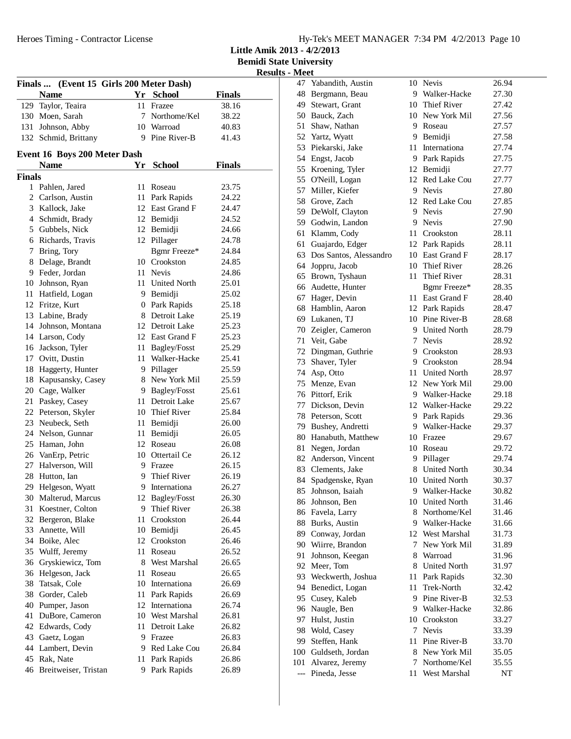**Little Amik 2013 - 4/2/2013**
**Bemidi State University**
**Results - Meet**

### Finals ... (Event 15 Girls 200 Meter Dash)

| | Name | Yr | School | Finals |
|---|---|---|---|---|
| 129 | Taylor, Teaira | 11 | Frazee | 38.16 |
| 130 | Moen, Sarah | 7 | Northome/Kel | 38.22 |
| 131 | Johnson, Abby | 10 | Warroad | 40.83 |
| 132 | Schmid, Brittany | 9 | Pine River-B | 41.43 |

### Event 16 Boys 200 Meter Dash

**Finals**

| | Name | Yr | School | Finals |
|---|---|---|---|---|
| 1 | Pahlen, Jared | 11 | Roseau | 23.75 |
| 2 | Carlson, Austin | 11 | Park Rapids | 24.22 |
| 3 | Kallock, Jake | 12 | East Grand F | 24.47 |
| 4 | Schmidt, Brady | 12 | Bemidji | 24.52 |
| 5 | Gubbels, Nick | 12 | Bemidji | 24.66 |
| 6 | Richards, Travis | 12 | Pillager | 24.78 |
| 7 | Bring, Tory | | Bgmr Freeze* | 24.84 |
| 8 | Delage, Brandt | 10 | Crookston | 24.85 |
| 9 | Feder, Jordan | 11 | Nevis | 24.86 |
| 10 | Johnson, Ryan | 11 | United North | 25.01 |
| 11 | Hatfield, Logan | 9 | Bemidji | 25.02 |
| 12 | Fritze, Kurt | 0 | Park Rapids | 25.18 |
| 13 | Labine, Brady | 8 | Detroit Lake | 25.19 |
| 14 | Johnson, Montana | 12 | Detroit Lake | 25.23 |
| 14 | Larson, Cody | 12 | East Grand F | 25.23 |
| 16 | Jackson, Tyler | 11 | Bagley/Fosst | 25.29 |
| 17 | Ovitt, Dustin | 11 | Walker-Hacke | 25.41 |
| 18 | Haggerty, Hunter | 9 | Pillager | 25.59 |
| 18 | Kapusansky, Casey | 8 | New York Mil | 25.59 |
| 20 | Cage, Walker | 9 | Bagley/Fosst | 25.61 |
| 21 | Paskey, Casey | 11 | Detroit Lake | 25.67 |
| 22 | Peterson, Skyler | 10 | Thief River | 25.84 |
| 23 | Neubeck, Seth | 11 | Bemidji | 26.00 |
| 24 | Nelson, Gunnar | 11 | Bemidji | 26.05 |
| 25 | Haman, John | 12 | Roseau | 26.08 |
| 26 | VanErp, Petric | 10 | Ottertail Ce | 26.12 |
| 27 | Halverson, Will | 9 | Frazee | 26.15 |
| 28 | Hutton, Ian | 9 | Thief River | 26.19 |
| 29 | Helgeson, Wyatt | 9 | Internationa | 26.27 |
| 30 | Malterud, Marcus | 12 | Bagley/Fosst | 26.30 |
| 31 | Koestner, Colton | 9 | Thief River | 26.38 |
| 32 | Bergeron, Blake | 11 | Crookston | 26.44 |
| 33 | Annette, Will | 10 | Bemidji | 26.45 |
| 34 | Boike, Alec | 12 | Crookston | 26.46 |
| 35 | Wulff, Jeremy | 11 | Roseau | 26.52 |
| 36 | Gryskiewicz, Tom | 8 | West Marshal | 26.65 |
| 36 | Helgeson, Jack | 11 | Roseau | 26.65 |
| 38 | Tatsak, Cole | 10 | Internationa | 26.69 |
| 38 | Gorder, Caleb | 11 | Park Rapids | 26.69 |
| 40 | Pumper, Jason | 12 | Internationa | 26.74 |
| 41 | DuBore, Cameron | 10 | West Marshal | 26.81 |
| 42 | Edwards, Cody | 11 | Detroit Lake | 26.82 |
| 43 | Gaetz, Logan | 9 | Frazee | 26.83 |
| 44 | Lambert, Devin | 9 | Red Lake Cou | 26.84 |
| 45 | Rak, Nate | 11 | Park Rapids | 26.86 |
| 46 | Breitweiser, Tristan | 9 | Park Rapids | 26.89 |
| 47 | Yabandith, Austin | 10 | Nevis | 26.94 |
| 48 | Bergmann, Beau | 9 | Walker-Hacke | 27.30 |
| 49 | Stewart, Grant | 10 | Thief River | 27.42 |
| 50 | Bauck, Zach | 10 | New York Mil | 27.56 |
| 51 | Shaw, Nathan | 9 | Roseau | 27.57 |
| 52 | Yartz, Wyatt | 9 | Bemidji | 27.58 |
| 53 | Piekarski, Jake | 11 | Internationa | 27.74 |
| 54 | Engst, Jacob | 9 | Park Rapids | 27.75 |
| 55 | Kroening, Tyler | 12 | Bemidji | 27.77 |
| 55 | O'Neill, Logan | 12 | Red Lake Cou | 27.77 |
| 57 | Miller, Kiefer | 9 | Nevis | 27.80 |
| 58 | Grove, Zach | 12 | Red Lake Cou | 27.85 |
| 59 | DeWolf, Clayton | 9 | Nevis | 27.90 |
| 59 | Godwin, Landon | 9 | Nevis | 27.90 |
| 61 | Klamm, Cody | 11 | Crookston | 28.11 |
| 61 | Guajardo, Edger | 12 | Park Rapids | 28.11 |
| 63 | Dos Santos, Alessandro | 10 | East Grand F | 28.17 |
| 64 | Joppru, Jacob | 10 | Thief River | 28.26 |
| 65 | Brown, Tyshaun | 11 | Thief River | 28.31 |
| 66 | Audette, Hunter | | Bgmr Freeze* | 28.35 |
| 67 | Hager, Devin | 11 | East Grand F | 28.40 |
| 68 | Hamblin, Aaron | 12 | Park Rapids | 28.47 |
| 69 | Lukanen, TJ | 10 | Pine River-B | 28.68 |
| 70 | Zeigler, Cameron | 9 | United North | 28.79 |
| 71 | Veit, Gabe | 7 | Nevis | 28.92 |
| 72 | Dingman, Guthrie | 9 | Crookston | 28.93 |
| 73 | Shaver, Tyler | 9 | Crookston | 28.94 |
| 74 | Asp, Otto | 11 | United North | 28.97 |
| 75 | Menze, Evan | 12 | New York Mil | 29.00 |
| 76 | Pittorf, Erik | 9 | Walker-Hacke | 29.18 |
| 77 | Dickson, Devin | 12 | Walker-Hacke | 29.22 |
| 78 | Peterson, Scott | 9 | Park Rapids | 29.36 |
| 79 | Bushey, Andretti | 9 | Walker-Hacke | 29.37 |
| 80 | Hanabuth, Matthew | 10 | Frazee | 29.67 |
| 81 | Negen, Jordan | 10 | Roseau | 29.72 |
| 82 | Anderson, Vincent | 9 | Pillager | 29.74 |
| 83 | Clements, Jake | 8 | United North | 30.34 |
| 84 | Spadgenske, Ryan | 10 | United North | 30.37 |
| 85 | Johnson, Isaiah | 9 | Walker-Hacke | 30.82 |
| 86 | Johnson, Ben | 10 | United North | 31.46 |
| 86 | Favela, Larry | 8 | Northome/Kel | 31.46 |
| 88 | Burks, Austin | 9 | Walker-Hacke | 31.66 |
| 89 | Conway, Jordan | 12 | West Marshal | 31.73 |
| 90 | Wiirre, Brandon | 7 | New York Mil | 31.89 |
| 91 | Johnson, Keegan | 8 | Warroad | 31.96 |
| 92 | Meer, Tom | 8 | United North | 31.97 |
| 93 | Weckwerth, Joshua | 11 | Park Rapids | 32.30 |
| 94 | Benedict, Logan | 11 | Trek-North | 32.42 |
| 95 | Cusey, Kaleb | 9 | Pine River-B | 32.53 |
| 96 | Naugle, Ben | 9 | Walker-Hacke | 32.86 |
| 97 | Hulst, Justin | 10 | Crookston | 33.27 |
| 98 | Wold, Casey | 7 | Nevis | 33.39 |
| 99 | Steffen, Hank | 11 | Pine River-B | 33.70 |
| 100 | Guldseth, Jordan | 8 | New York Mil | 35.05 |
| 101 | Alvarez, Jeremy | 7 | Northome/Kel | 35.55 |
| --- | Pineda, Jesse | 11 | West Marshal | NT |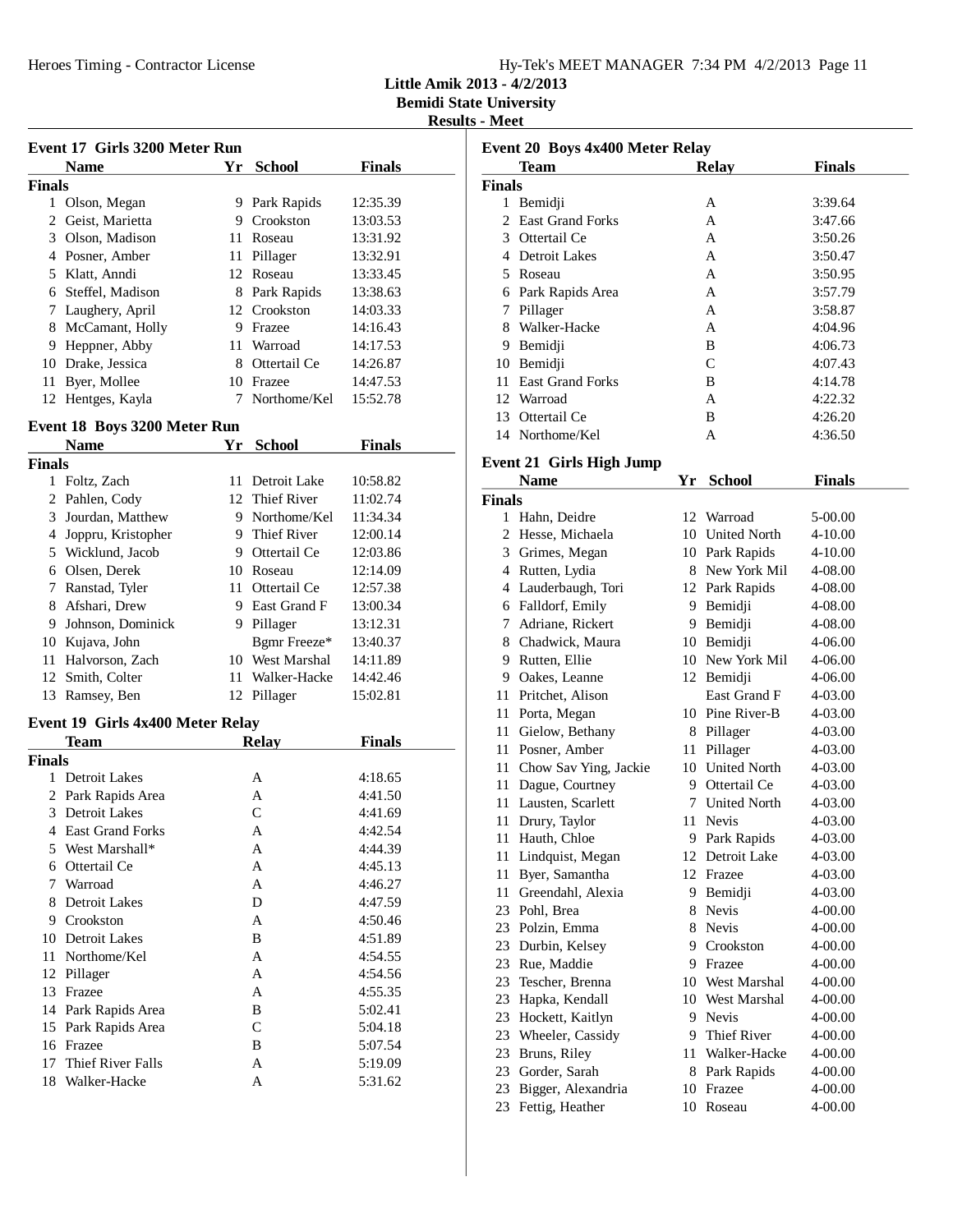**Little Amik 2013 - 4/2/2013**
**Bemidi State University**
**Results - Meet**

### Event 17 Girls 3200 Meter Run

| | Name | Yr | School | Finals |
|---|---|---|---|---|
| **Finals** | | | | |
| 1 | Olson, Megan | 9 | Park Rapids | 12:35.39 |
| 2 | Geist, Marietta | 9 | Crookston | 13:03.53 |
| 3 | Olson, Madison | 11 | Roseau | 13:31.92 |
| 4 | Posner, Amber | 11 | Pillager | 13:32.91 |
| 5 | Klatt, Anndi | 12 | Roseau | 13:33.45 |
| 6 | Steffel, Madison | 8 | Park Rapids | 13:38.63 |
| 7 | Laughery, April | 12 | Crookston | 14:03.33 |
| 8 | McCamant, Holly | 9 | Frazee | 14:16.43 |
| 9 | Heppner, Abby | 11 | Warroad | 14:17.53 |
| 10 | Drake, Jessica | 8 | Ottertail Ce | 14:26.87 |
| 11 | Byer, Mollee | 10 | Frazee | 14:47.53 |
| 12 | Hentges, Kayla | 7 | Northome/Kel | 15:52.78 |

### Event 18 Boys 3200 Meter Run

| | Name | Yr | School | Finals |
|---|---|---|---|---|
| **Finals** | | | | |
| 1 | Foltz, Zach | 11 | Detroit Lake | 10:58.82 |
| 2 | Pahlen, Cody | 12 | Thief River | 11:02.74 |
| 3 | Jourdan, Matthew | 9 | Northome/Kel | 11:34.34 |
| 4 | Joppru, Kristopher | 9 | Thief River | 12:00.14 |
| 5 | Wicklund, Jacob | 9 | Ottertail Ce | 12:03.86 |
| 6 | Olsen, Derek | 10 | Roseau | 12:14.09 |
| 7 | Ranstad, Tyler | 11 | Ottertail Ce | 12:57.38 |
| 8 | Afshari, Drew | 9 | East Grand F | 13:00.34 |
| 9 | Johnson, Dominick | 9 | Pillager | 13:12.31 |
| 10 | Kujava, John | | Bgmr Freeze* | 13:40.37 |
| 11 | Halvorson, Zach | 10 | West Marshal | 14:11.89 |
| 12 | Smith, Colter | 11 | Walker-Hacke | 14:42.46 |
| 13 | Ramsey, Ben | 12 | Pillager | 15:02.81 |

### Event 19 Girls 4x400 Meter Relay

| | Team | Relay | Finals |
|---|---|---|---|
| **Finals** | | | |
| 1 | Detroit Lakes | A | 4:18.65 |
| 2 | Park Rapids Area | A | 4:41.50 |
| 3 | Detroit Lakes | C | 4:41.69 |
| 4 | East Grand Forks | A | 4:42.54 |
| 5 | West Marshall* | A | 4:44.39 |
| 6 | Ottertail Ce | A | 4:45.13 |
| 7 | Warroad | A | 4:46.27 |
| 8 | Detroit Lakes | D | 4:47.59 |
| 9 | Crookston | A | 4:50.46 |
| 10 | Detroit Lakes | B | 4:51.89 |
| 11 | Northome/Kel | A | 4:54.55 |
| 12 | Pillager | A | 4:54.56 |
| 13 | Frazee | A | 4:55.35 |
| 14 | Park Rapids Area | B | 5:02.41 |
| 15 | Park Rapids Area | C | 5:04.18 |
| 16 | Frazee | B | 5:07.54 |
| 17 | Thief River Falls | A | 5:19.09 |
| 18 | Walker-Hacke | A | 5:31.62 |

### Event 20 Boys 4x400 Meter Relay

| | Team | Relay | Finals |
|---|---|---|---|
| **Finals** | | | |
| 1 | Bemidji | A | 3:39.64 |
| 2 | East Grand Forks | A | 3:47.66 |
| 3 | Ottertail Ce | A | 3:50.26 |
| 4 | Detroit Lakes | A | 3:50.47 |
| 5 | Roseau | A | 3:50.95 |
| 6 | Park Rapids Area | A | 3:57.79 |
| 7 | Pillager | A | 3:58.87 |
| 8 | Walker-Hacke | A | 4:04.96 |
| 9 | Bemidji | B | 4:06.73 |
| 10 | Bemidji | C | 4:07.43 |
| 11 | East Grand Forks | B | 4:14.78 |
| 12 | Warroad | A | 4:22.32 |
| 13 | Ottertail Ce | B | 4:26.20 |
| 14 | Northome/Kel | A | 4:36.50 |

### Event 21 Girls High Jump

| | Name | Yr | School | Finals |
|---|---|---|---|---|
| **Finals** | | | | |
| 1 | Hahn, Deidre | 12 | Warroad | 5-00.00 |
| 2 | Hesse, Michaela | 10 | United North | 4-10.00 |
| 3 | Grimes, Megan | 10 | Park Rapids | 4-10.00 |
| 4 | Rutten, Lydia | 8 | New York Mil | 4-08.00 |
| 4 | Lauderbaugh, Tori | 12 | Park Rapids | 4-08.00 |
| 6 | Falldorf, Emily | 9 | Bemidji | 4-08.00 |
| 7 | Adriane, Rickert | 9 | Bemidji | 4-08.00 |
| 8 | Chadwick, Maura | 10 | Bemidji | 4-06.00 |
| 9 | Rutten, Ellie | 10 | New York Mil | 4-06.00 |
| 9 | Oakes, Leanne | 12 | Bemidji | 4-06.00 |
| 11 | Pritchet, Alison | | East Grand F | 4-03.00 |
| 11 | Porta, Megan | 10 | Pine River-B | 4-03.00 |
| 11 | Gielow, Bethany | 8 | Pillager | 4-03.00 |
| 11 | Posner, Amber | 11 | Pillager | 4-03.00 |
| 11 | Chow Sav Ying, Jackie | 10 | United North | 4-03.00 |
| 11 | Dague, Courtney | 9 | Ottertail Ce | 4-03.00 |
| 11 | Lausten, Scarlett | 7 | United North | 4-03.00 |
| 11 | Drury, Taylor | 11 | Nevis | 4-03.00 |
| 11 | Hauth, Chloe | 9 | Park Rapids | 4-03.00 |
| 11 | Lindquist, Megan | 12 | Detroit Lake | 4-03.00 |
| 11 | Byer, Samantha | 12 | Frazee | 4-03.00 |
| 11 | Greendahl, Alexia | 9 | Bemidji | 4-03.00 |
| 23 | Pohl, Brea | 8 | Nevis | 4-00.00 |
| 23 | Polzin, Emma | 8 | Nevis | 4-00.00 |
| 23 | Durbin, Kelsey | 9 | Crookston | 4-00.00 |
| 23 | Rue, Maddie | 9 | Frazee | 4-00.00 |
| 23 | Tescher, Brenna | 10 | West Marshal | 4-00.00 |
| 23 | Hapka, Kendall | 10 | West Marshal | 4-00.00 |
| 23 | Hockett, Kaitlyn | 9 | Nevis | 4-00.00 |
| 23 | Wheeler, Cassidy | 9 | Thief River | 4-00.00 |
| 23 | Bruns, Riley | 11 | Walker-Hacke | 4-00.00 |
| 23 | Gorder, Sarah | 8 | Park Rapids | 4-00.00 |
| 23 | Bigger, Alexandria | 10 | Frazee | 4-00.00 |
| 23 | Fettig, Heather | 10 | Roseau | 4-00.00 |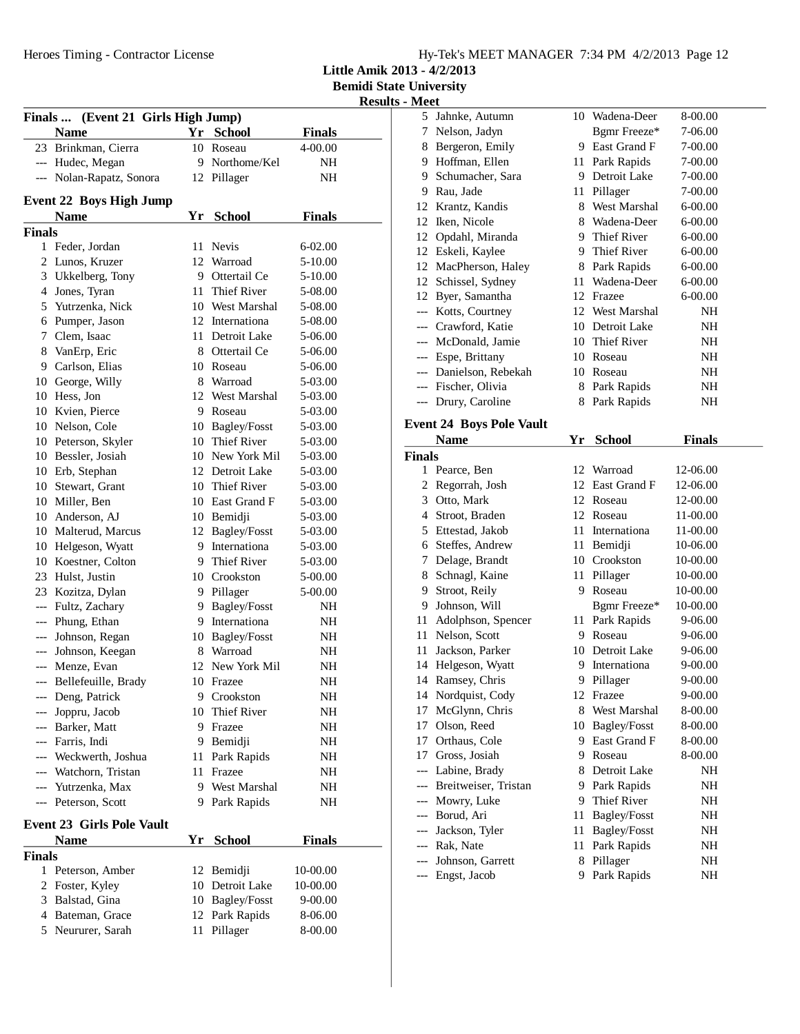# Little Amik 2013 - 4/2/2013

## Bemidi State University

### Results - Meet

### Finals ... (Event 21 Girls High Jump)

| | Name | Yr | School | Finals |
|---|---|---|---|---|
| 23 | Brinkman, Cierra | 10 | Roseau | 4-00.00 |
| --- | Hudec, Megan | 9 | Northome/Kel | NH |
| --- | Nolan-Rapatz, Sonora | 12 | Pillager | NH |

### Event 22 Boys High Jump

**Finals**

| | Name | Yr | School | Finals |
|---|---|---|---|---|
| 1 | Feder, Jordan | 11 | Nevis | 6-02.00 |
| 2 | Lunos, Kruzer | 12 | Warroad | 5-10.00 |
| 3 | Ukkelberg, Tony | 9 | Ottertail Ce | 5-10.00 |
| 4 | Jones, Tyran | 11 | Thief River | 5-08.00 |
| 5 | Yutrzenka, Nick | 10 | West Marshal | 5-08.00 |
| 6 | Pumper, Jason | 12 | Internationa | 5-08.00 |
| 7 | Clem, Isaac | 11 | Detroit Lake | 5-06.00 |
| 8 | VanErp, Eric | 8 | Ottertail Ce | 5-06.00 |
| 9 | Carlson, Elias | 10 | Roseau | 5-06.00 |
| 10 | George, Willy | 8 | Warroad | 5-03.00 |
| 10 | Hess, Jon | 12 | West Marshal | 5-03.00 |
| 10 | Kvien, Pierce | 9 | Roseau | 5-03.00 |
| 10 | Nelson, Cole | 10 | Bagley/Fosst | 5-03.00 |
| 10 | Peterson, Skyler | 10 | Thief River | 5-03.00 |
| 10 | Bessler, Josiah | 10 | New York Mil | 5-03.00 |
| 10 | Erb, Stephan | 12 | Detroit Lake | 5-03.00 |
| 10 | Stewart, Grant | 10 | Thief River | 5-03.00 |
| 10 | Miller, Ben | 10 | East Grand F | 5-03.00 |
| 10 | Anderson, AJ | 10 | Bemidji | 5-03.00 |
| 10 | Malterud, Marcus | 12 | Bagley/Fosst | 5-03.00 |
| 10 | Helgeson, Wyatt | 9 | Internationa | 5-03.00 |
| 10 | Koestner, Colton | 9 | Thief River | 5-03.00 |
| 23 | Hulst, Justin | 10 | Crookston | 5-00.00 |
| 23 | Kozitza, Dylan | 9 | Pillager | 5-00.00 |
| --- | Fultz, Zachary | 9 | Bagley/Fosst | NH |
| --- | Phung, Ethan | 9 | Internationa | NH |
| --- | Johnson, Regan | 10 | Bagley/Fosst | NH |
| --- | Johnson, Keegan | 8 | Warroad | NH |
| --- | Menze, Evan | 12 | New York Mil | NH |
| --- | Bellefeuille, Brady | 10 | Frazee | NH |
| --- | Deng, Patrick | 9 | Crookston | NH |
| --- | Joppru, Jacob | 10 | Thief River | NH |
| --- | Barker, Matt | 9 | Frazee | NH |
| --- | Farris, Indi | 9 | Bemidji | NH |
| --- | Weckwerth, Joshua | 11 | Park Rapids | NH |
| --- | Watchorn, Tristan | 11 | Frazee | NH |
| --- | Yutrzenka, Max | 9 | West Marshal | NH |
| --- | Peterson, Scott | 9 | Park Rapids | NH |

### Event 23 Girls Pole Vault

**Finals**

| | Name | Yr | School | Finals |
|---|---|---|---|---|
| 1 | Peterson, Amber | 12 | Bemidji | 10-00.00 |
| 2 | Foster, Kyley | 10 | Detroit Lake | 10-00.00 |
| 3 | Balstad, Gina | 10 | Bagley/Fosst | 9-00.00 |
| 4 | Bateman, Grace | 12 | Park Rapids | 8-06.00 |
| 5 | Neururer, Sarah | 11 | Pillager | 8-00.00 |
| 5 | Jahnke, Autumn | 10 | Wadena-Deer | 8-00.00 |
| 7 | Nelson, Jadyn | | Bgmr Freeze* | 7-06.00 |
| 8 | Bergeron, Emily | 9 | East Grand F | 7-00.00 |
| 9 | Hoffman, Ellen | 11 | Park Rapids | 7-00.00 |
| 9 | Schumacher, Sara | 9 | Detroit Lake | 7-00.00 |
| 9 | Rau, Jade | 11 | Pillager | 7-00.00 |
| 12 | Krantz, Kandis | 8 | West Marshal | 6-00.00 |
| 12 | Iken, Nicole | 8 | Wadena-Deer | 6-00.00 |
| 12 | Opdahl, Miranda | 9 | Thief River | 6-00.00 |
| 12 | Eskeli, Kaylee | 9 | Thief River | 6-00.00 |
| 12 | MacPherson, Haley | 8 | Park Rapids | 6-00.00 |
| 12 | Schissel, Sydney | 11 | Wadena-Deer | 6-00.00 |
| 12 | Byer, Samantha | 12 | Frazee | 6-00.00 |
| --- | Kotts, Courtney | 12 | West Marshal | NH |
| --- | Crawford, Katie | 10 | Detroit Lake | NH |
| --- | McDonald, Jamie | 10 | Thief River | NH |
| --- | Espe, Brittany | 10 | Roseau | NH |
| --- | Danielson, Rebekah | 10 | Roseau | NH |
| --- | Fischer, Olivia | 8 | Park Rapids | NH |
| --- | Drury, Caroline | 8 | Park Rapids | NH |

### Event 24 Boys Pole Vault

**Finals**

| | Name | Yr | School | Finals |
|---|---|---|---|---|
| 1 | Pearce, Ben | 12 | Warroad | 12-06.00 |
| 2 | Regorrah, Josh | 12 | East Grand F | 12-06.00 |
| 3 | Otto, Mark | 12 | Roseau | 12-00.00 |
| 4 | Stroot, Braden | 12 | Roseau | 11-00.00 |
| 5 | Ettestad, Jakob | 11 | Internationa | 11-00.00 |
| 6 | Steffes, Andrew | 11 | Bemidji | 10-06.00 |
| 7 | Delage, Brandt | 10 | Crookston | 10-00.00 |
| 8 | Schnagl, Kaine | 11 | Pillager | 10-00.00 |
| 9 | Stroot, Reily | 9 | Roseau | 10-00.00 |
| 9 | Johnson, Will | | Bgmr Freeze* | 10-00.00 |
| 11 | Adolphson, Spencer | 11 | Park Rapids | 9-06.00 |
| 11 | Nelson, Scott | 9 | Roseau | 9-06.00 |
| 11 | Jackson, Parker | 10 | Detroit Lake | 9-06.00 |
| 14 | Helgeson, Wyatt | 9 | Internationa | 9-00.00 |
| 14 | Ramsey, Chris | 9 | Pillager | 9-00.00 |
| 14 | Nordquist, Cody | 12 | Frazee | 9-00.00 |
| 17 | McGlynn, Chris | 8 | West Marshal | 8-00.00 |
| 17 | Olson, Reed | 10 | Bagley/Fosst | 8-00.00 |
| 17 | Orthaus, Cole | 9 | East Grand F | 8-00.00 |
| 17 | Gross, Josiah | 9 | Roseau | 8-00.00 |
| --- | Labine, Brady | 8 | Detroit Lake | NH |
| --- | Breitweiser, Tristan | 9 | Park Rapids | NH |
| --- | Mowry, Luke | 9 | Thief River | NH |
| --- | Borud, Ari | 11 | Bagley/Fosst | NH |
| --- | Jackson, Tyler | 11 | Bagley/Fosst | NH |
| --- | Rak, Nate | 11 | Park Rapids | NH |
| --- | Johnson, Garrett | 8 | Pillager | NH |
| --- | Engst, Jacob | 9 | Park Rapids | NH |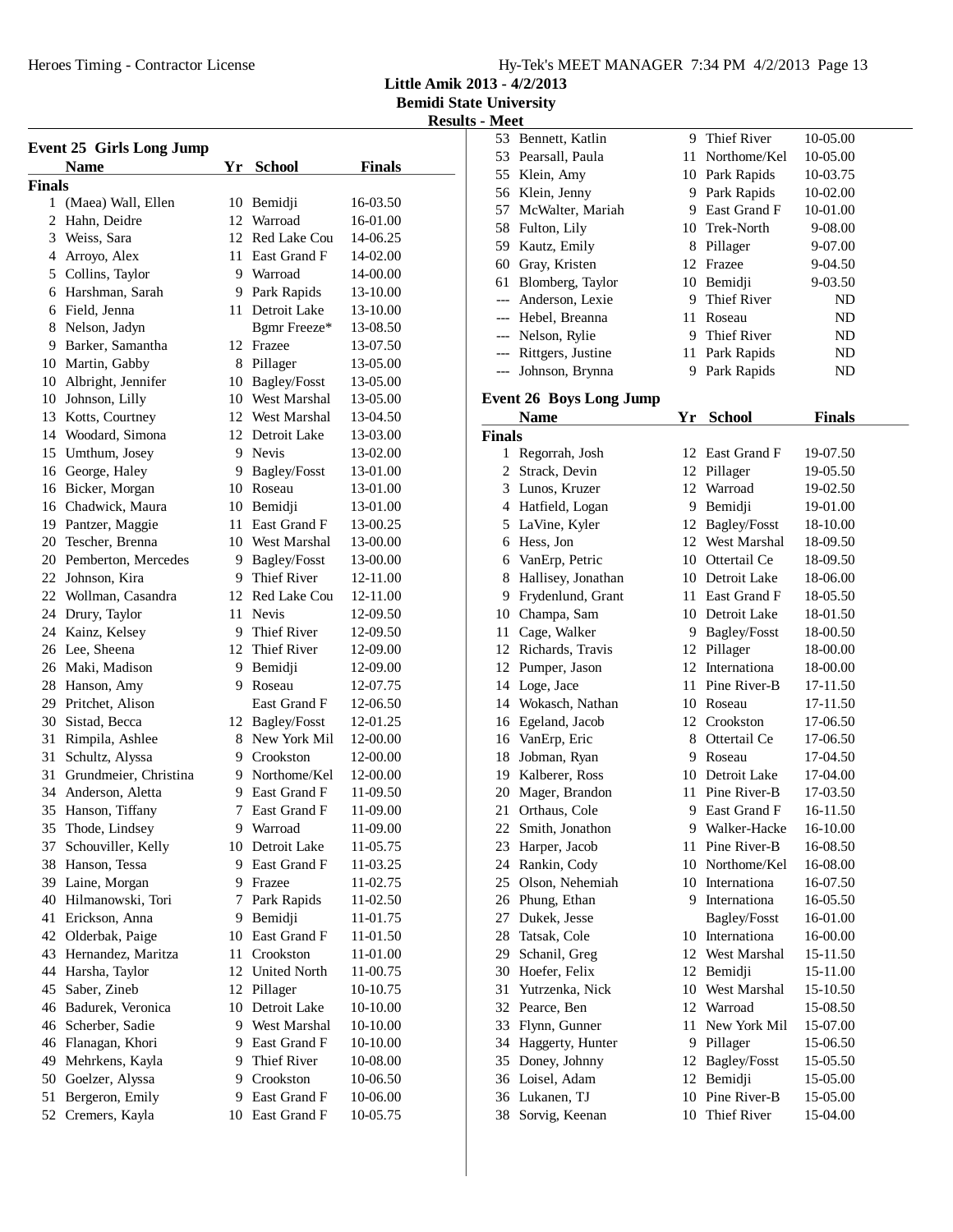Little Amik 2013 - 4/2/2013
Bemidi State University
Results - Meet

## Event 25 Girls Long Jump

| | Name | Yr | School | Finals |
|---|---|---|---|---|
| **Finals** | | | | |
| 1 | (Maea) Wall, Ellen | 10 | Bemidji | 16-03.50 |
| 2 | Hahn, Deidre | 12 | Warroad | 16-01.00 |
| 3 | Weiss, Sara | 12 | Red Lake Cou | 14-06.25 |
| 4 | Arroyo, Alex | 11 | East Grand F | 14-02.00 |
| 5 | Collins, Taylor | 9 | Warroad | 14-00.00 |
| 6 | Harshman, Sarah | 9 | Park Rapids | 13-10.00 |
| 6 | Field, Jenna | 11 | Detroit Lake | 13-10.00 |
| 8 | Nelson, Jadyn | | Bgmr Freeze* | 13-08.50 |
| 9 | Barker, Samantha | 12 | Frazee | 13-07.50 |
| 10 | Martin, Gabby | 8 | Pillager | 13-05.00 |
| 10 | Albright, Jennifer | 10 | Bagley/Fosst | 13-05.00 |
| 10 | Johnson, Lilly | 10 | West Marshal | 13-05.00 |
| 13 | Kotts, Courtney | 12 | West Marshal | 13-04.50 |
| 14 | Woodard, Simona | 12 | Detroit Lake | 13-03.00 |
| 15 | Umthum, Josey | 9 | Nevis | 13-02.00 |
| 16 | George, Haley | 9 | Bagley/Fosst | 13-01.00 |
| 16 | Bicker, Morgan | 10 | Roseau | 13-01.00 |
| 16 | Chadwick, Maura | 10 | Bemidji | 13-01.00 |
| 19 | Pantzer, Maggie | 11 | East Grand F | 13-00.25 |
| 20 | Tescher, Brenna | 10 | West Marshal | 13-00.00 |
| 20 | Pemberton, Mercedes | 9 | Bagley/Fosst | 13-00.00 |
| 22 | Johnson, Kira | 9 | Thief River | 12-11.00 |
| 22 | Wollman, Casandra | 12 | Red Lake Cou | 12-11.00 |
| 24 | Drury, Taylor | 11 | Nevis | 12-09.50 |
| 24 | Kainz, Kelsey | 9 | Thief River | 12-09.50 |
| 26 | Lee, Sheena | 12 | Thief River | 12-09.00 |
| 26 | Maki, Madison | 9 | Bemidji | 12-09.00 |
| 28 | Hanson, Amy | 9 | Roseau | 12-07.75 |
| 29 | Pritchet, Alison | | East Grand F | 12-06.50 |
| 30 | Sistad, Becca | 12 | Bagley/Fosst | 12-01.25 |
| 31 | Rimpila, Ashlee | 8 | New York Mil | 12-00.00 |
| 31 | Schultz, Alyssa | 9 | Crookston | 12-00.00 |
| 31 | Grundmeier, Christina | 9 | Northome/Kel | 12-00.00 |
| 34 | Anderson, Aletta | 9 | East Grand F | 11-09.50 |
| 35 | Hanson, Tiffany | 7 | East Grand F | 11-09.00 |
| 35 | Thode, Lindsey | 9 | Warroad | 11-09.00 |
| 37 | Schouviller, Kelly | 10 | Detroit Lake | 11-05.75 |
| 38 | Hanson, Tessa | 9 | East Grand F | 11-03.25 |
| 39 | Laine, Morgan | 9 | Frazee | 11-02.75 |
| 40 | Hilmanowski, Tori | 7 | Park Rapids | 11-02.50 |
| 41 | Erickson, Anna | 9 | Bemidji | 11-01.75 |
| 42 | Olderbak, Paige | 10 | East Grand F | 11-01.50 |
| 43 | Hernandez, Maritza | 11 | Crookston | 11-01.00 |
| 44 | Harsha, Taylor | 12 | United North | 11-00.75 |
| 45 | Saber, Zineb | 12 | Pillager | 10-10.75 |
| 46 | Badurek, Veronica | 10 | Detroit Lake | 10-10.00 |
| 46 | Scherber, Sadie | 9 | West Marshal | 10-10.00 |
| 46 | Flanagan, Khori | 9 | East Grand F | 10-10.00 |
| 49 | Mehrkens, Kayla | 9 | Thief River | 10-08.00 |
| 50 | Goelzer, Alyssa | 9 | Crookston | 10-06.50 |
| 51 | Bergeron, Emily | 9 | East Grand F | 10-06.00 |
| 52 | Cremers, Kayla | 10 | East Grand F | 10-05.75 |
| 53 | Bennett, Katlin | 9 | Thief River | 10-05.00 |
| 53 | Pearsall, Paula | 11 | Northome/Kel | 10-05.00 |
| 55 | Klein, Amy | 10 | Park Rapids | 10-03.75 |
| 56 | Klein, Jenny | 9 | Park Rapids | 10-02.00 |
| 57 | McWalter, Mariah | 9 | East Grand F | 10-01.00 |
| 58 | Fulton, Lily | 10 | Trek-North | 9-08.00 |
| 59 | Kautz, Emily | 8 | Pillager | 9-07.00 |
| 60 | Gray, Kristen | 12 | Frazee | 9-04.50 |
| 61 | Blomberg, Taylor | 10 | Bemidji | 9-03.50 |
| --- | Anderson, Lexie | 9 | Thief River | ND |
| --- | Hebel, Breanna | 11 | Roseau | ND |
| --- | Nelson, Rylie | 9 | Thief River | ND |
| --- | Rittgers, Justine | 11 | Park Rapids | ND |
| --- | Johnson, Brynna | 9 | Park Rapids | ND |

## Event 26 Boys Long Jump

| | Name | Yr | School | Finals |
|---|---|---|---|---|
| **Finals** | | | | |
| 1 | Regorrah, Josh | 12 | East Grand F | 19-07.50 |
| 2 | Strack, Devin | 12 | Pillager | 19-05.50 |
| 3 | Lunos, Kruzer | 12 | Warroad | 19-02.50 |
| 4 | Hatfield, Logan | 9 | Bemidji | 19-01.00 |
| 5 | LaVine, Kyler | 12 | Bagley/Fosst | 18-10.00 |
| 6 | Hess, Jon | 12 | West Marshal | 18-09.50 |
| 6 | VanErp, Petric | 10 | Ottertail Ce | 18-09.50 |
| 8 | Hallisey, Jonathan | 10 | Detroit Lake | 18-06.00 |
| 9 | Frydenlund, Grant | 11 | East Grand F | 18-05.50 |
| 10 | Champa, Sam | 10 | Detroit Lake | 18-01.50 |
| 11 | Cage, Walker | 9 | Bagley/Fosst | 18-00.50 |
| 12 | Richards, Travis | 12 | Pillager | 18-00.00 |
| 12 | Pumper, Jason | 12 | Internationa | 18-00.00 |
| 14 | Loge, Jace | 11 | Pine River-B | 17-11.50 |
| 14 | Wokasch, Nathan | 10 | Roseau | 17-11.50 |
| 16 | Egeland, Jacob | 12 | Crookston | 17-06.50 |
| 16 | VanErp, Eric | 8 | Ottertail Ce | 17-06.50 |
| 18 | Jobman, Ryan | 9 | Roseau | 17-04.50 |
| 19 | Kalberer, Ross | 10 | Detroit Lake | 17-04.00 |
| 20 | Mager, Brandon | 11 | Pine River-B | 17-03.50 |
| 21 | Orthaus, Cole | 9 | East Grand F | 16-11.50 |
| 22 | Smith, Jonathon | 9 | Walker-Hacke | 16-10.00 |
| 23 | Harper, Jacob | 11 | Pine River-B | 16-08.50 |
| 24 | Rankin, Cody | 10 | Northome/Kel | 16-08.00 |
| 25 | Olson, Nehemiah | 10 | Internationa | 16-07.50 |
| 26 | Phung, Ethan | 9 | Internationa | 16-05.50 |
| 27 | Dukek, Jesse | | Bagley/Fosst | 16-01.00 |
| 28 | Tatsak, Cole | 10 | Internationa | 16-00.00 |
| 29 | Schanil, Greg | 12 | West Marshal | 15-11.50 |
| 30 | Hoefer, Felix | 12 | Bemidji | 15-11.00 |
| 31 | Yutrzenka, Nick | 10 | West Marshal | 15-10.50 |
| 32 | Pearce, Ben | 12 | Warroad | 15-08.50 |
| 33 | Flynn, Gunner | 11 | New York Mil | 15-07.00 |
| 34 | Haggerty, Hunter | 9 | Pillager | 15-06.50 |
| 35 | Doney, Johnny | 12 | Bagley/Fosst | 15-05.50 |
| 36 | Loisel, Adam | 12 | Bemidji | 15-05.00 |
| 36 | Lukanen, TJ | 10 | Pine River-B | 15-05.00 |
| 38 | Sorvig, Keenan | 10 | Thief River | 15-04.00 |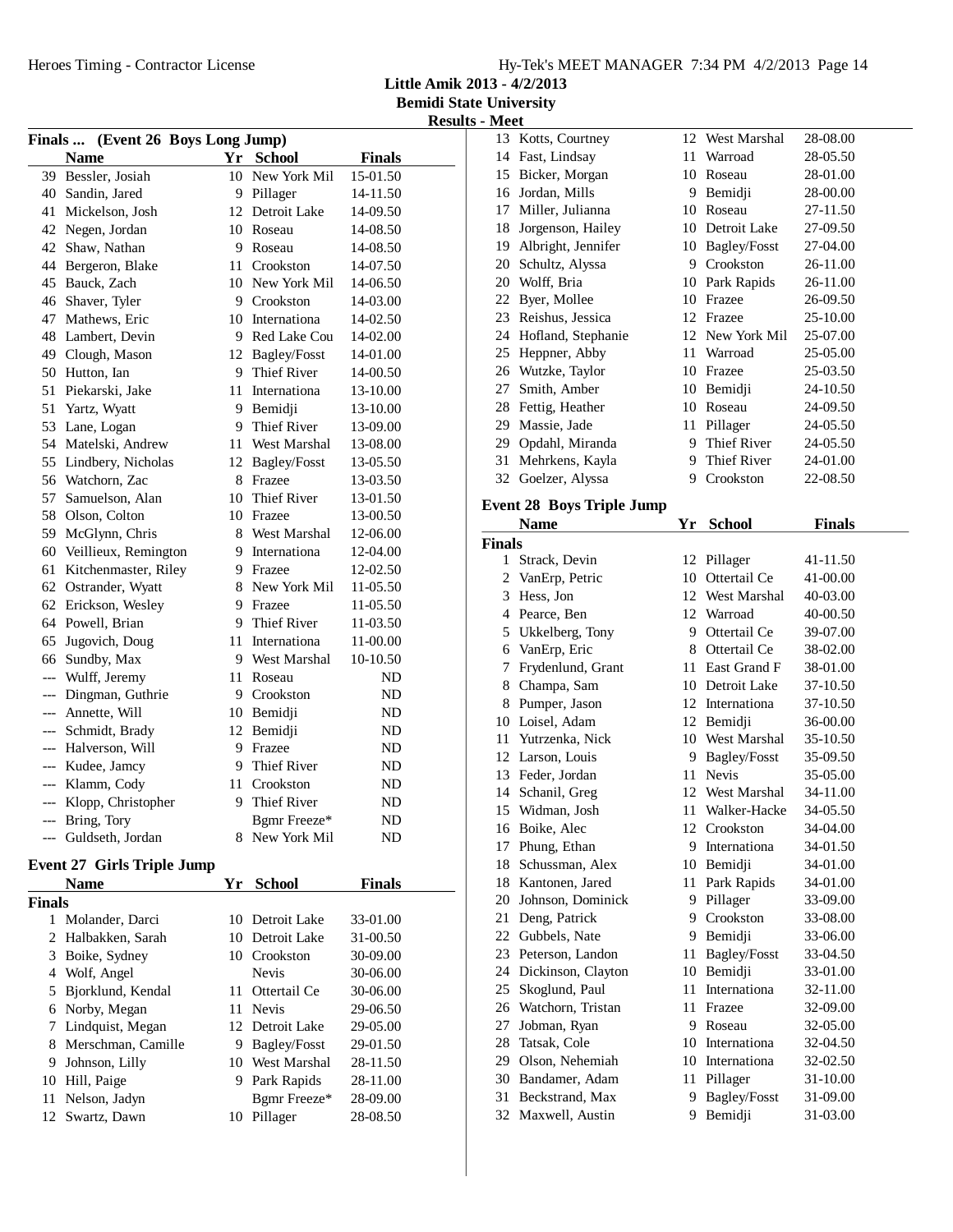Little Amik 2013 - 4/2/2013
Bemidi State University
Results - Meet

## Finals ... (Event 26 Boys Long Jump)

| | Name | Yr | School | Finals |
|---|---|---|---|---|
| 39 | Bessler, Josiah | 10 | New York Mil | 15-01.50 |
| 40 | Sandin, Jared | 9 | Pillager | 14-11.50 |
| 41 | Mickelson, Josh | 12 | Detroit Lake | 14-09.50 |
| 42 | Negen, Jordan | 10 | Roseau | 14-08.50 |
| 42 | Shaw, Nathan | 9 | Roseau | 14-08.50 |
| 44 | Bergeron, Blake | 11 | Crookston | 14-07.50 |
| 45 | Bauck, Zach | 10 | New York Mil | 14-06.50 |
| 46 | Shaver, Tyler | 9 | Crookston | 14-03.00 |
| 47 | Mathews, Eric | 10 | Internationa | 14-02.50 |
| 48 | Lambert, Devin | 9 | Red Lake Cou | 14-02.00 |
| 49 | Clough, Mason | 12 | Bagley/Fosst | 14-01.00 |
| 50 | Hutton, Ian | 9 | Thief River | 14-00.50 |
| 51 | Piekarski, Jake | 11 | Internationa | 13-10.00 |
| 51 | Yartz, Wyatt | 9 | Bemidji | 13-10.00 |
| 53 | Lane, Logan | 9 | Thief River | 13-09.00 |
| 54 | Matelski, Andrew | 11 | West Marshal | 13-08.00 |
| 55 | Lindbery, Nicholas | 12 | Bagley/Fosst | 13-05.50 |
| 56 | Watchorn, Zac | 8 | Frazee | 13-03.50 |
| 57 | Samuelson, Alan | 10 | Thief River | 13-01.50 |
| 58 | Olson, Colton | 10 | Frazee | 13-00.50 |
| 59 | McGlynn, Chris | 8 | West Marshal | 12-06.00 |
| 60 | Veillieux, Remington | 9 | Internationa | 12-04.00 |
| 61 | Kitchenmaster, Riley | 9 | Frazee | 12-02.50 |
| 62 | Ostrander, Wyatt | 8 | New York Mil | 11-05.50 |
| 62 | Erickson, Wesley | 9 | Frazee | 11-05.50 |
| 64 | Powell, Brian | 9 | Thief River | 11-03.50 |
| 65 | Jugovich, Doug | 11 | Internationa | 11-00.00 |
| 66 | Sundby, Max | 9 | West Marshal | 10-10.50 |
| --- | Wulff, Jeremy | 11 | Roseau | ND |
| --- | Dingman, Guthrie | 9 | Crookston | ND |
| --- | Annette, Will | 10 | Bemidji | ND |
| --- | Schmidt, Brady | 12 | Bemidji | ND |
| --- | Halverson, Will | 9 | Frazee | ND |
| --- | Kudee, Jamcy | 9 | Thief River | ND |
| --- | Klamm, Cody | 11 | Crookston | ND |
| --- | Klopp, Christopher | 9 | Thief River | ND |
| --- | Bring, Tory | | Bgmr Freeze* | ND |
| --- | Guldseth, Jordan | 8 | New York Mil | ND |

## Event 27 Girls Triple Jump

| | Name | Yr | School | Finals |
|---|---|---|---|---|
| **Finals** | | | | |
| 1 | Molander, Darci | 10 | Detroit Lake | 33-01.00 |
| 2 | Halbakken, Sarah | 10 | Detroit Lake | 31-00.50 |
| 3 | Boike, Sydney | 10 | Crookston | 30-09.00 |
| 4 | Wolf, Angel | | Nevis | 30-06.00 |
| 5 | Bjorklund, Kendal | 11 | Ottertail Ce | 30-06.00 |
| 6 | Norby, Megan | 11 | Nevis | 29-06.50 |
| 7 | Lindquist, Megan | 12 | Detroit Lake | 29-05.00 |
| 8 | Merschman, Camille | 9 | Bagley/Fosst | 29-01.50 |
| 9 | Johnson, Lilly | 10 | West Marshal | 28-11.50 |
| 10 | Hill, Paige | 9 | Park Rapids | 28-11.00 |
| 11 | Nelson, Jadyn | | Bgmr Freeze* | 28-09.00 |
| 12 | Swartz, Dawn | 10 | Pillager | 28-08.50 |
| 13 | Kotts, Courtney | 12 | West Marshal | 28-08.00 |
| 14 | Fast, Lindsay | 11 | Warroad | 28-05.50 |
| 15 | Bicker, Morgan | 10 | Roseau | 28-01.00 |
| 16 | Jordan, Mills | 9 | Bemidji | 28-00.00 |
| 17 | Miller, Julianna | 10 | Roseau | 27-11.50 |
| 18 | Jorgenson, Hailey | 10 | Detroit Lake | 27-09.50 |
| 19 | Albright, Jennifer | 10 | Bagley/Fosst | 27-04.00 |
| 20 | Schultz, Alyssa | 9 | Crookston | 26-11.00 |
| 20 | Wolff, Bria | 10 | Park Rapids | 26-11.00 |
| 22 | Byer, Mollee | 10 | Frazee | 26-09.50 |
| 23 | Reishus, Jessica | 12 | Frazee | 25-10.00 |
| 24 | Hofland, Stephanie | 12 | New York Mil | 25-07.00 |
| 25 | Heppner, Abby | 11 | Warroad | 25-05.00 |
| 26 | Wutzke, Taylor | 10 | Frazee | 25-03.50 |
| 27 | Smith, Amber | 10 | Bemidji | 24-10.50 |
| 28 | Fettig, Heather | 10 | Roseau | 24-09.50 |
| 29 | Massie, Jade | 11 | Pillager | 24-05.50 |
| 29 | Opdahl, Miranda | 9 | Thief River | 24-05.50 |
| 31 | Mehrkens, Kayla | 9 | Thief River | 24-01.00 |
| 32 | Goelzer, Alyssa | 9 | Crookston | 22-08.50 |

## Event 28 Boys Triple Jump

| | Name | Yr | School | Finals |
|---|---|---|---|---|
| **Finals** | | | | |
| 1 | Strack, Devin | 12 | Pillager | 41-11.50 |
| 2 | VanErp, Petric | 10 | Ottertail Ce | 41-00.00 |
| 3 | Hess, Jon | 12 | West Marshal | 40-03.00 |
| 4 | Pearce, Ben | 12 | Warroad | 40-00.50 |
| 5 | Ukkelberg, Tony | 9 | Ottertail Ce | 39-07.00 |
| 6 | VanErp, Eric | 8 | Ottertail Ce | 38-02.00 |
| 7 | Frydenlund, Grant | 11 | East Grand F | 38-01.00 |
| 8 | Champa, Sam | 10 | Detroit Lake | 37-10.50 |
| 8 | Pumper, Jason | 12 | Internationa | 37-10.50 |
| 10 | Loisel, Adam | 12 | Bemidji | 36-00.00 |
| 11 | Yutrzenka, Nick | 10 | West Marshal | 35-10.50 |
| 12 | Larson, Louis | 9 | Bagley/Fosst | 35-09.50 |
| 13 | Feder, Jordan | 11 | Nevis | 35-05.00 |
| 14 | Schanil, Greg | 12 | West Marshal | 34-11.00 |
| 15 | Widman, Josh | 11 | Walker-Hacke | 34-05.50 |
| 16 | Boike, Alec | 12 | Crookston | 34-04.00 |
| 17 | Phung, Ethan | 9 | Internationa | 34-01.50 |
| 18 | Schussman, Alex | 10 | Bemidji | 34-01.00 |
| 18 | Kantonen, Jared | 11 | Park Rapids | 34-01.00 |
| 20 | Johnson, Dominick | 9 | Pillager | 33-09.00 |
| 21 | Deng, Patrick | 9 | Crookston | 33-08.00 |
| 22 | Gubbels, Nate | 9 | Bemidji | 33-06.00 |
| 23 | Peterson, Landon | 11 | Bagley/Fosst | 33-04.50 |
| 24 | Dickinson, Clayton | 10 | Bemidji | 33-01.00 |
| 25 | Skoglund, Paul | 11 | Internationa | 32-11.00 |
| 26 | Watchorn, Tristan | 11 | Frazee | 32-09.00 |
| 27 | Jobman, Ryan | 9 | Roseau | 32-05.00 |
| 28 | Tatsak, Cole | 10 | Internationa | 32-04.50 |
| 29 | Olson, Nehemiah | 10 | Internationa | 32-02.50 |
| 30 | Bandamer, Adam | 11 | Pillager | 31-10.00 |
| 31 | Beckstrand, Max | 9 | Bagley/Fosst | 31-09.00 |
| 32 | Maxwell, Austin | 9 | Bemidji | 31-03.00 |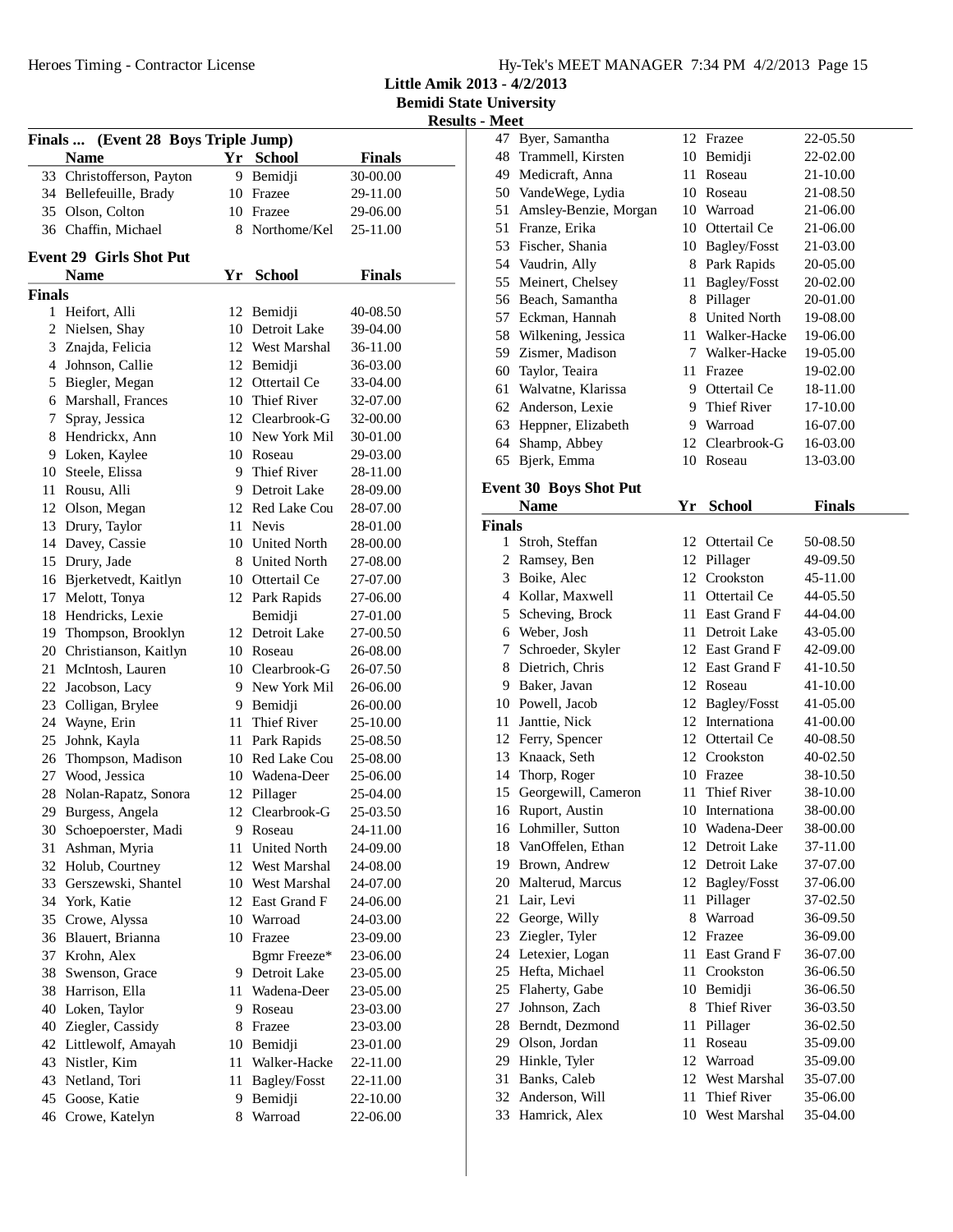Little Amik 2013 - 4/2/2013
Bemidi State University
Results - Meet

### Finals ... (Event 28 Boys Triple Jump)

| | Name | Yr | School | Finals |
|---|---|---|---|---|
| 33 | Christofferson, Payton | 9 | Bemidji | 30-00.00 |
| 34 | Bellefeuille, Brady | 10 | Frazee | 29-11.00 |
| 35 | Olson, Colton | 10 | Frazee | 29-06.00 |
| 36 | Chaffin, Michael | 8 | Northome/Kel | 25-11.00 |

### Event 29 Girls Shot Put

**Finals**

| | Name | Yr | School | Finals |
|---|---|---|---|---|
| 1 | Heifort, Alli | 12 | Bemidji | 40-08.50 |
| 2 | Nielsen, Shay | 10 | Detroit Lake | 39-04.00 |
| 3 | Znajda, Felicia | 12 | West Marshal | 36-11.00 |
| 4 | Johnson, Callie | 12 | Bemidji | 36-03.00 |
| 5 | Biegler, Megan | 12 | Ottertail Ce | 33-04.00 |
| 6 | Marshall, Frances | 10 | Thief River | 32-07.00 |
| 7 | Spray, Jessica | 12 | Clearbrook-G | 32-00.00 |
| 8 | Hendrickx, Ann | 10 | New York Mil | 30-01.00 |
| 9 | Loken, Kaylee | 10 | Roseau | 29-03.00 |
| 10 | Steele, Elissa | 9 | Thief River | 28-11.00 |
| 11 | Rousu, Alli | 9 | Detroit Lake | 28-09.00 |
| 12 | Olson, Megan | 12 | Red Lake Cou | 28-07.00 |
| 13 | Drury, Taylor | 11 | Nevis | 28-01.00 |
| 14 | Davey, Cassie | 10 | United North | 28-00.00 |
| 15 | Drury, Jade | 8 | United North | 27-08.00 |
| 16 | Bjerketvedt, Kaitlyn | 10 | Ottertail Ce | 27-07.00 |
| 17 | Melott, Tonya | 12 | Park Rapids | 27-06.00 |
| 18 | Hendricks, Lexie | | Bemidji | 27-01.00 |
| 19 | Thompson, Brooklyn | 12 | Detroit Lake | 27-00.50 |
| 20 | Christianson, Kaitlyn | 10 | Roseau | 26-08.00 |
| 21 | McIntosh, Lauren | 10 | Clearbrook-G | 26-07.50 |
| 22 | Jacobson, Lacy | 9 | New York Mil | 26-06.00 |
| 23 | Colligan, Brylee | 9 | Bemidji | 26-00.00 |
| 24 | Wayne, Erin | 11 | Thief River | 25-10.00 |
| 25 | Johnk, Kayla | 11 | Park Rapids | 25-08.50 |
| 26 | Thompson, Madison | 10 | Red Lake Cou | 25-08.00 |
| 27 | Wood, Jessica | 10 | Wadena-Deer | 25-06.00 |
| 28 | Nolan-Rapatz, Sonora | 12 | Pillager | 25-04.00 |
| 29 | Burgess, Angela | 12 | Clearbrook-G | 25-03.50 |
| 30 | Schoepoerster, Madi | 9 | Roseau | 24-11.00 |
| 31 | Ashman, Myria | 11 | United North | 24-09.00 |
| 32 | Holub, Courtney | 12 | West Marshal | 24-08.00 |
| 33 | Gerszewski, Shantel | 10 | West Marshal | 24-07.00 |
| 34 | York, Katie | 12 | East Grand F | 24-06.00 |
| 35 | Crowe, Alyssa | 10 | Warroad | 24-03.00 |
| 36 | Blauert, Brianna | 10 | Frazee | 23-09.00 |
| 37 | Krohn, Alex | | Bgmr Freeze* | 23-06.00 |
| 38 | Swenson, Grace | 9 | Detroit Lake | 23-05.00 |
| 38 | Harrison, Ella | 11 | Wadena-Deer | 23-05.00 |
| 40 | Loken, Taylor | 9 | Roseau | 23-03.00 |
| 40 | Ziegler, Cassidy | 8 | Frazee | 23-03.00 |
| 42 | Littlewolf, Amayah | 10 | Bemidji | 23-01.00 |
| 43 | Nistler, Kim | 11 | Walker-Hacke | 22-11.00 |
| 43 | Netland, Tori | 11 | Bagley/Fosst | 22-11.00 |
| 45 | Goose, Katie | 9 | Bemidji | 22-10.00 |
| 46 | Crowe, Katelyn | 8 | Warroad | 22-06.00 |
| 47 | Byer, Samantha | 12 | Frazee | 22-05.50 |
| 48 | Trammell, Kirsten | 10 | Bemidji | 22-02.00 |
| 49 | Medicraft, Anna | 11 | Roseau | 21-10.00 |
| 50 | VandeWege, Lydia | 10 | Roseau | 21-08.50 |
| 51 | Amsley-Benzie, Morgan | 10 | Warroad | 21-06.00 |
| 51 | Franze, Erika | 10 | Ottertail Ce | 21-06.00 |
| 53 | Fischer, Shania | 10 | Bagley/Fosst | 21-03.00 |
| 54 | Vaudrin, Ally | 8 | Park Rapids | 20-05.00 |
| 55 | Meinert, Chelsey | 11 | Bagley/Fosst | 20-02.00 |
| 56 | Beach, Samantha | 8 | Pillager | 20-01.00 |
| 57 | Eckman, Hannah | 8 | United North | 19-08.00 |
| 58 | Wilkening, Jessica | 11 | Walker-Hacke | 19-06.00 |
| 59 | Zismer, Madison | 7 | Walker-Hacke | 19-05.00 |
| 60 | Taylor, Teaira | 11 | Frazee | 19-02.00 |
| 61 | Walvatne, Klarissa | 9 | Ottertail Ce | 18-11.00 |
| 62 | Anderson, Lexie | 9 | Thief River | 17-10.00 |
| 63 | Heppner, Elizabeth | 9 | Warroad | 16-07.00 |
| 64 | Shamp, Abbey | 12 | Clearbrook-G | 16-03.00 |
| 65 | Bjerk, Emma | 10 | Roseau | 13-03.00 |

### Event 30 Boys Shot Put

**Finals**

| | Name | Yr | School | Finals |
|---|---|---|---|---|
| 1 | Stroh, Steffan | 12 | Ottertail Ce | 50-08.50 |
| 2 | Ramsey, Ben | 12 | Pillager | 49-09.50 |
| 3 | Boike, Alec | 12 | Crookston | 45-11.00 |
| 4 | Kollar, Maxwell | 11 | Ottertail Ce | 44-05.50 |
| 5 | Scheving, Brock | 11 | East Grand F | 44-04.00 |
| 6 | Weber, Josh | 11 | Detroit Lake | 43-05.00 |
| 7 | Schroeder, Skyler | 12 | East Grand F | 42-09.00 |
| 8 | Dietrich, Chris | 12 | East Grand F | 41-10.50 |
| 9 | Baker, Javan | 12 | Roseau | 41-10.00 |
| 10 | Powell, Jacob | 12 | Bagley/Fosst | 41-05.00 |
| 11 | Janttie, Nick | 12 | Internationa | 41-00.00 |
| 12 | Ferry, Spencer | 12 | Ottertail Ce | 40-08.50 |
| 13 | Knaack, Seth | 12 | Crookston | 40-02.50 |
| 14 | Thorp, Roger | 10 | Frazee | 38-10.50 |
| 15 | Georgewill, Cameron | 11 | Thief River | 38-10.00 |
| 16 | Ruport, Austin | 10 | Internationa | 38-00.00 |
| 16 | Lohmiller, Sutton | 10 | Wadena-Deer | 38-00.00 |
| 18 | VanOffelen, Ethan | 12 | Detroit Lake | 37-11.00 |
| 19 | Brown, Andrew | 12 | Detroit Lake | 37-07.00 |
| 20 | Malterud, Marcus | 12 | Bagley/Fosst | 37-06.00 |
| 21 | Lair, Levi | 11 | Pillager | 37-02.50 |
| 22 | George, Willy | 8 | Warroad | 36-09.50 |
| 23 | Ziegler, Tyler | 12 | Frazee | 36-09.00 |
| 24 | Letexier, Logan | 11 | East Grand F | 36-07.00 |
| 25 | Hefta, Michael | 11 | Crookston | 36-06.50 |
| 25 | Flaherty, Gabe | 10 | Bemidji | 36-06.50 |
| 27 | Johnson, Zach | 8 | Thief River | 36-03.50 |
| 28 | Berndt, Dezmond | 11 | Pillager | 36-02.50 |
| 29 | Olson, Jordan | 11 | Roseau | 35-09.00 |
| 29 | Hinkle, Tyler | 12 | Warroad | 35-09.00 |
| 31 | Banks, Caleb | 12 | West Marshal | 35-07.00 |
| 32 | Anderson, Will | 11 | Thief River | 35-06.00 |
| 33 | Hamrick, Alex | 10 | West Marshal | 35-04.00 |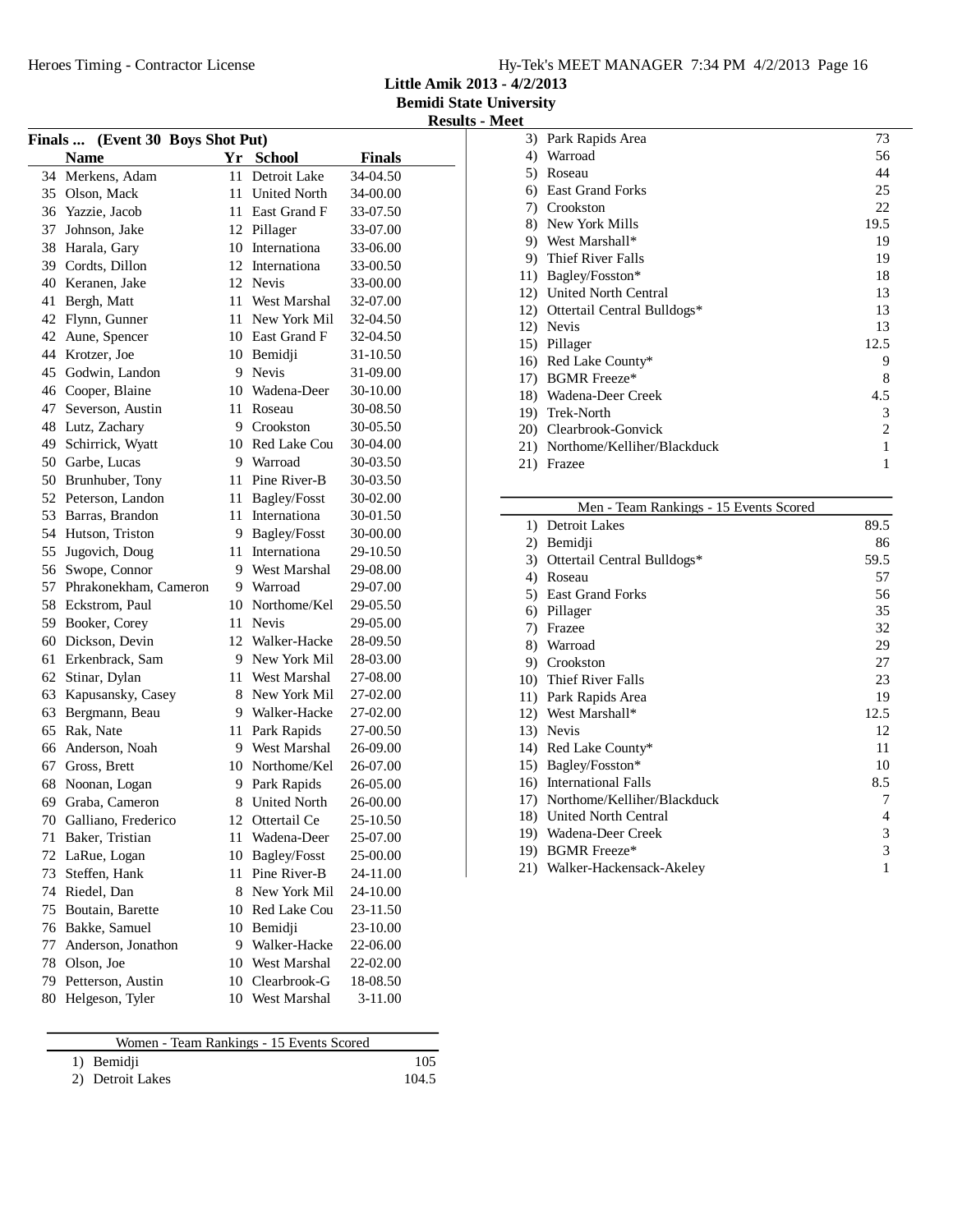## Little Amik 2013 - 4/2/2013
## Bemidi State University
## Results - Meet

### Finals ... (Event 30 Boys Shot Put)

| | Name | Yr | School | Finals |
|---|---|---|---|---|
| 34 | Merkens, Adam | 11 | Detroit Lake | 34-04.50 |
| 35 | Olson, Mack | 11 | United North | 34-00.00 |
| 36 | Yazzie, Jacob | 11 | East Grand F | 33-07.50 |
| 37 | Johnson, Jake | 12 | Pillager | 33-07.00 |
| 38 | Harala, Gary | 10 | Internationa | 33-06.00 |
| 39 | Cordts, Dillon | 12 | Internationa | 33-00.50 |
| 40 | Keranen, Jake | 12 | Nevis | 33-00.00 |
| 41 | Bergh, Matt | 11 | West Marshal | 32-07.00 |
| 42 | Flynn, Gunner | 11 | New York Mil | 32-04.50 |
| 42 | Aune, Spencer | 10 | East Grand F | 32-04.50 |
| 44 | Krotzer, Joe | 10 | Bemidji | 31-10.50 |
| 45 | Godwin, Landon | 9 | Nevis | 31-09.00 |
| 46 | Cooper, Blaine | 10 | Wadena-Deer | 30-10.00 |
| 47 | Severson, Austin | 11 | Roseau | 30-08.50 |
| 48 | Lutz, Zachary | 9 | Crookston | 30-05.50 |
| 49 | Schirrick, Wyatt | 10 | Red Lake Cou | 30-04.00 |
| 50 | Garbe, Lucas | 9 | Warroad | 30-03.50 |
| 50 | Brunhuber, Tony | 11 | Pine River-B | 30-03.50 |
| 52 | Peterson, Landon | 11 | Bagley/Fosst | 30-02.00 |
| 53 | Barras, Brandon | 11 | Internationa | 30-01.50 |
| 54 | Hutson, Triston | 9 | Bagley/Fosst | 30-00.00 |
| 55 | Jugovich, Doug | 11 | Internationa | 29-10.50 |
| 56 | Swope, Connor | 9 | West Marshal | 29-08.00 |
| 57 | Phrakonekham, Cameron | 9 | Warroad | 29-07.00 |
| 58 | Eckstrom, Paul | 10 | Northome/Kel | 29-05.50 |
| 59 | Booker, Corey | 11 | Nevis | 29-05.00 |
| 60 | Dickson, Devin | 12 | Walker-Hacke | 28-09.50 |
| 61 | Erkenbrack, Sam | 9 | New York Mil | 28-03.00 |
| 62 | Stinar, Dylan | 11 | West Marshal | 27-08.00 |
| 63 | Kapusansky, Casey | 8 | New York Mil | 27-02.00 |
| 63 | Bergmann, Beau | 9 | Walker-Hacke | 27-02.00 |
| 65 | Rak, Nate | 11 | Park Rapids | 27-00.50 |
| 66 | Anderson, Noah | 9 | West Marshal | 26-09.00 |
| 67 | Gross, Brett | 10 | Northome/Kel | 26-07.00 |
| 68 | Noonan, Logan | 9 | Park Rapids | 26-05.00 |
| 69 | Graba, Cameron | 8 | United North | 26-00.00 |
| 70 | Galliano, Frederico | 12 | Ottertail Ce | 25-10.50 |
| 71 | Baker, Tristian | 11 | Wadena-Deer | 25-07.00 |
| 72 | LaRue, Logan | 10 | Bagley/Fosst | 25-00.00 |
| 73 | Steffen, Hank | 11 | Pine River-B | 24-11.00 |
| 74 | Riedel, Dan | 8 | New York Mil | 24-10.00 |
| 75 | Boutain, Barette | 10 | Red Lake Cou | 23-11.50 |
| 76 | Bakke, Samuel | 10 | Bemidji | 23-10.00 |
| 77 | Anderson, Jonathon | 9 | Walker-Hacke | 22-06.00 |
| 78 | Olson, Joe | 10 | West Marshal | 22-02.00 |
| 79 | Petterson, Austin | 10 | Clearbrook-G | 18-08.50 |
| 80 | Helgeson, Tyler | 10 | West Marshal | 3-11.00 |

### Women - Team Rankings - 15 Events Scored

| | Team | Points |
|---|---|---|
| 1) | Bemidji | 105 |
| 2) | Detroit Lakes | 104.5 |
| 3) | Park Rapids Area | 73 |
| 4) | Warroad | 56 |
| 5) | Roseau | 44 |
| 6) | East Grand Forks | 25 |
| 7) | Crookston | 22 |
| 8) | New York Mills | 19.5 |
| 9) | West Marshall* | 19 |
| 9) | Thief River Falls | 19 |
| 11) | Bagley/Fosston* | 18 |
| 12) | United North Central | 13 |
| 12) | Ottertail Central Bulldogs* | 13 |
| 12) | Nevis | 13 |
| 15) | Pillager | 12.5 |
| 16) | Red Lake County* | 9 |
| 17) | BGMR Freeze* | 8 |
| 18) | Wadena-Deer Creek | 4.5 |
| 19) | Trek-North | 3 |
| 20) | Clearbrook-Gonvick | 2 |
| 21) | Northome/Kelliher/Blackduck | 1 |
| 21) | Frazee | 1 |

### Men - Team Rankings - 15 Events Scored

| | Team | Points |
|---|---|---|
| 1) | Detroit Lakes | 89.5 |
| 2) | Bemidji | 86 |
| 3) | Ottertail Central Bulldogs* | 59.5 |
| 4) | Roseau | 57 |
| 5) | East Grand Forks | 56 |
| 6) | Pillager | 35 |
| 7) | Frazee | 32 |
| 8) | Warroad | 29 |
| 9) | Crookston | 27 |
| 10) | Thief River Falls | 23 |
| 11) | Park Rapids Area | 19 |
| 12) | West Marshall* | 12.5 |
| 13) | Nevis | 12 |
| 14) | Red Lake County* | 11 |
| 15) | Bagley/Fosston* | 10 |
| 16) | International Falls | 8.5 |
| 17) | Northome/Kelliher/Blackduck | 7 |
| 18) | United North Central | 4 |
| 19) | Wadena-Deer Creek | 3 |
| 19) | BGMR Freeze* | 3 |
| 21) | Walker-Hackensack-Akeley | 1 |